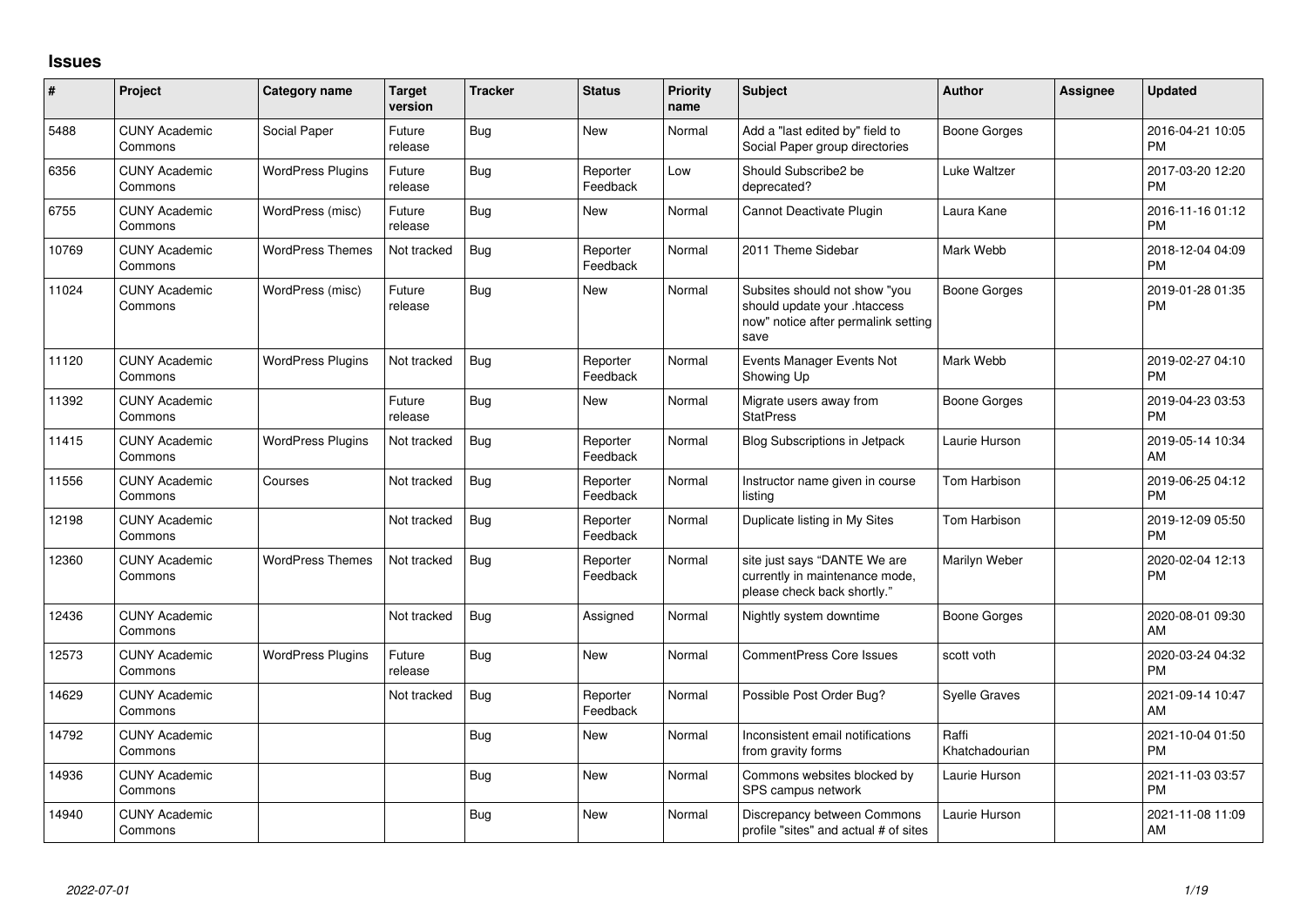## Issues

| # | Project | Category name | Target version | Tracker | Status | Priority name | Subject | Author | Assignee | Updated |
|---|---|---|---|---|---|---|---|---|---|---|
| 5488 | CUNY Academic Commons | Social Paper | Future release | Bug | New | Normal | Add a "last edited by" field to Social Paper group directories | Boone Gorges | | 2016-04-21 10:05 PM |
| 6356 | CUNY Academic Commons | WordPress Plugins | Future release | Bug | Reporter Feedback | Low | Should Subscribe2 be deprecated? | Luke Waltzer | | 2017-03-20 12:20 PM |
| 6755 | CUNY Academic Commons | WordPress (misc) | Future release | Bug | New | Normal | Cannot Deactivate Plugin | Laura Kane | | 2016-11-16 01:12 PM |
| 10769 | CUNY Academic Commons | WordPress Themes | Not tracked | Bug | Reporter Feedback | Normal | 2011 Theme Sidebar | Mark Webb | | 2018-12-04 04:09 PM |
| 11024 | CUNY Academic Commons | WordPress (misc) | Future release | Bug | New | Normal | Subsites should not show "you should update your .htaccess now" notice after permalink setting save | Boone Gorges | | 2019-01-28 01:35 PM |
| 11120 | CUNY Academic Commons | WordPress Plugins | Not tracked | Bug | Reporter Feedback | Normal | Events Manager Events Not Showing Up | Mark Webb | | 2019-02-27 04:10 PM |
| 11392 | CUNY Academic Commons | | Future release | Bug | New | Normal | Migrate users away from StatPress | Boone Gorges | | 2019-04-23 03:53 PM |
| 11415 | CUNY Academic Commons | WordPress Plugins | Not tracked | Bug | Reporter Feedback | Normal | Blog Subscriptions in Jetpack | Laurie Hurson | | 2019-05-14 10:34 AM |
| 11556 | CUNY Academic Commons | Courses | Not tracked | Bug | Reporter Feedback | Normal | Instructor name given in course listing | Tom Harbison | | 2019-06-25 04:12 PM |
| 12198 | CUNY Academic Commons | | Not tracked | Bug | Reporter Feedback | Normal | Duplicate listing in My Sites | Tom Harbison | | 2019-12-09 05:50 PM |
| 12360 | CUNY Academic Commons | WordPress Themes | Not tracked | Bug | Reporter Feedback | Normal | site just says "DANTE We are currently in maintenance mode, please check back shortly." | Marilyn Weber | | 2020-02-04 12:13 PM |
| 12436 | CUNY Academic Commons | | Not tracked | Bug | Assigned | Normal | Nightly system downtime | Boone Gorges | | 2020-08-01 09:30 AM |
| 12573 | CUNY Academic Commons | WordPress Plugins | Future release | Bug | New | Normal | CommentPress Core Issues | scott voth | | 2020-03-24 04:32 PM |
| 14629 | CUNY Academic Commons | | Not tracked | Bug | Reporter Feedback | Normal | Possible Post Order Bug? | Syelle Graves | | 2021-09-14 10:47 AM |
| 14792 | CUNY Academic Commons | | | Bug | New | Normal | Inconsistent email notifications from gravity forms | Raffi Khatchadourian | | 2021-10-04 01:50 PM |
| 14936 | CUNY Academic Commons | | | Bug | New | Normal | Commons websites blocked by SPS campus network | Laurie Hurson | | 2021-11-03 03:57 PM |
| 14940 | CUNY Academic Commons | | | Bug | New | Normal | Discrepancy between Commons profile "sites" and actual # of sites | Laurie Hurson | | 2021-11-08 11:09 AM |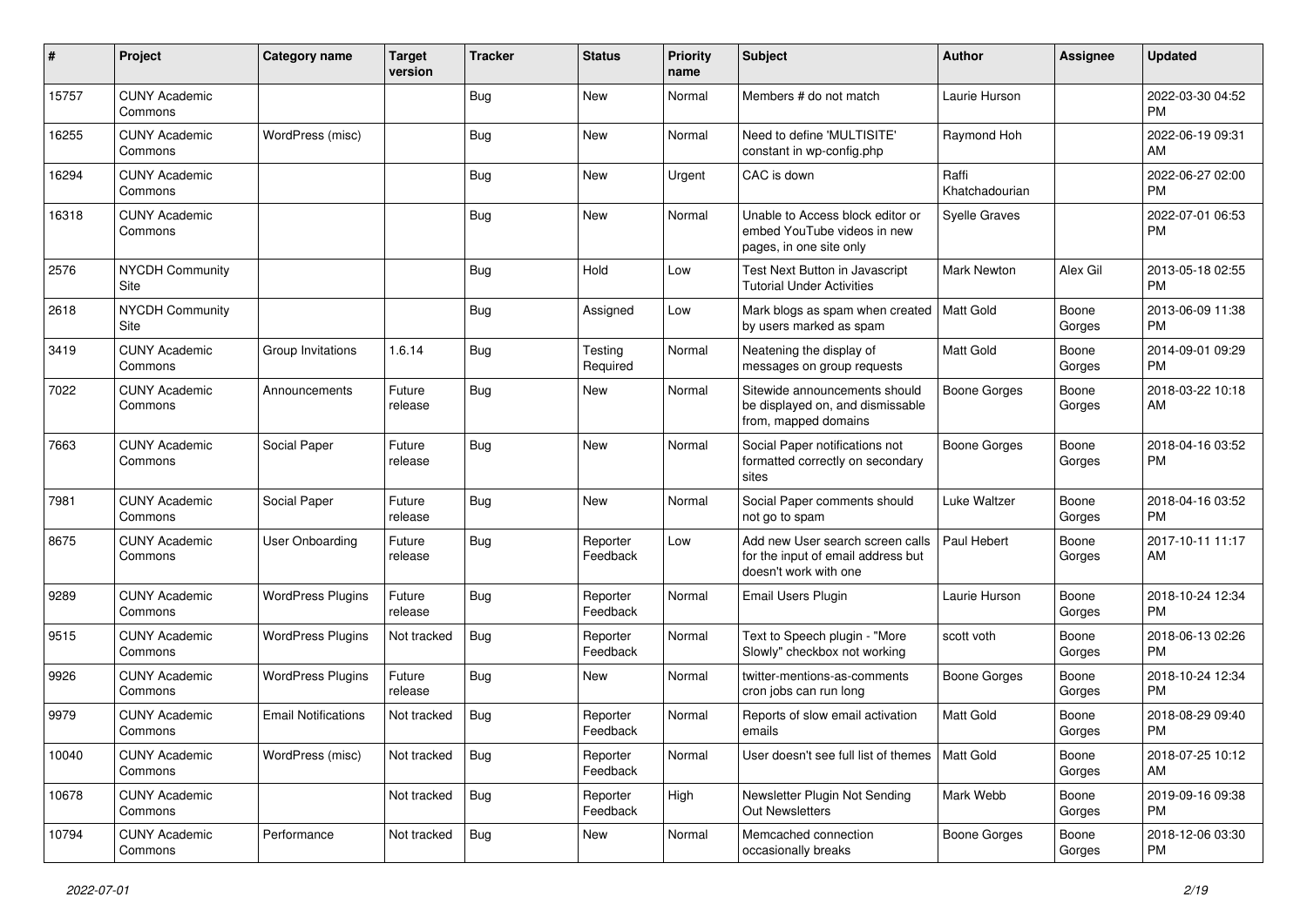| # | Project | Category name | Target version | Tracker | Status | Priority name | Subject | Author | Assignee | Updated |
|---|---|---|---|---|---|---|---|---|---|---|
| 15757 | CUNY Academic Commons | | | Bug | New | Normal | Members # do not match | Laurie Hurson | | 2022-03-30 04:52 PM |
| 16255 | CUNY Academic Commons | WordPress (misc) | | Bug | New | Normal | Need to define 'MULTISITE' constant in wp-config.php | Raymond Hoh | | 2022-06-19 09:31 AM |
| 16294 | CUNY Academic Commons | | | Bug | New | Urgent | CAC is down | Raffi Khatchadourian | | 2022-06-27 02:00 PM |
| 16318 | CUNY Academic Commons | | | Bug | New | Normal | Unable to Access block editor or embed YouTube videos in new pages, in one site only | Syelle Graves | | 2022-07-01 06:53 PM |
| 2576 | NYCDH Community Site | | | Bug | Hold | Low | Test Next Button in Javascript Tutorial Under Activities | Mark Newton | Alex Gil | 2013-05-18 02:55 PM |
| 2618 | NYCDH Community Site | | | Bug | Assigned | Low | Mark blogs as spam when created by users marked as spam | Matt Gold | Boone Gorges | 2013-06-09 11:38 PM |
| 3419 | CUNY Academic Commons | Group Invitations | 1.6.14 | Bug | Testing Required | Normal | Neatening the display of messages on group requests | Matt Gold | Boone Gorges | 2014-09-01 09:29 PM |
| 7022 | CUNY Academic Commons | Announcements | Future release | Bug | New | Normal | Sitewide announcements should be displayed on, and dismissable from, mapped domains | Boone Gorges | Boone Gorges | 2018-03-22 10:18 AM |
| 7663 | CUNY Academic Commons | Social Paper | Future release | Bug | New | Normal | Social Paper notifications not formatted correctly on secondary sites | Boone Gorges | Boone Gorges | 2018-04-16 03:52 PM |
| 7981 | CUNY Academic Commons | Social Paper | Future release | Bug | New | Normal | Social Paper comments should not go to spam | Luke Waltzer | Boone Gorges | 2018-04-16 03:52 PM |
| 8675 | CUNY Academic Commons | User Onboarding | Future release | Bug | Reporter Feedback | Low | Add new User search screen calls for the input of email address but doesn't work with one | Paul Hebert | Boone Gorges | 2017-10-11 11:17 AM |
| 9289 | CUNY Academic Commons | WordPress Plugins | Future release | Bug | Reporter Feedback | Normal | Email Users Plugin | Laurie Hurson | Boone Gorges | 2018-10-24 12:34 PM |
| 9515 | CUNY Academic Commons | WordPress Plugins | Not tracked | Bug | Reporter Feedback | Normal | Text to Speech plugin - "More Slowly" checkbox not working | scott voth | Boone Gorges | 2018-06-13 02:26 PM |
| 9926 | CUNY Academic Commons | WordPress Plugins | Future release | Bug | New | Normal | twitter-mentions-as-comments cron jobs can run long | Boone Gorges | Boone Gorges | 2018-10-24 12:34 PM |
| 9979 | CUNY Academic Commons | Email Notifications | Not tracked | Bug | Reporter Feedback | Normal | Reports of slow email activation emails | Matt Gold | Boone Gorges | 2018-08-29 09:40 PM |
| 10040 | CUNY Academic Commons | WordPress (misc) | Not tracked | Bug | Reporter Feedback | Normal | User doesn't see full list of themes | Matt Gold | Boone Gorges | 2018-07-25 10:12 AM |
| 10678 | CUNY Academic Commons | | Not tracked | Bug | Reporter Feedback | High | Newsletter Plugin Not Sending Out Newsletters | Mark Webb | Boone Gorges | 2019-09-16 09:38 PM |
| 10794 | CUNY Academic Commons | Performance | Not tracked | Bug | New | Normal | Memcached connection occasionally breaks | Boone Gorges | Boone Gorges | 2018-12-06 03:30 PM |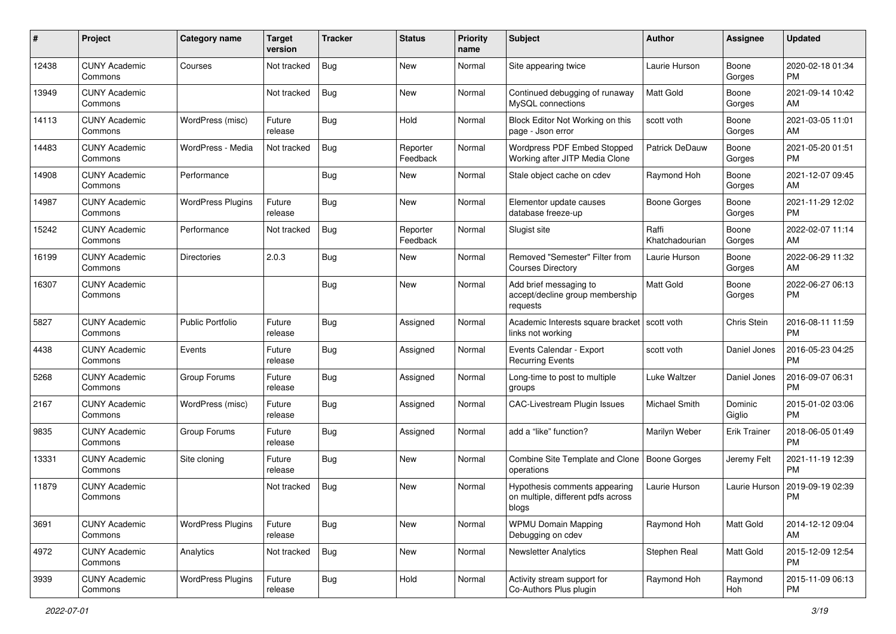| # | Project | Category name | Target version | Tracker | Status | Priority name | Subject | Author | Assignee | Updated |
|---|---|---|---|---|---|---|---|---|---|---|
| 12438 | CUNY Academic Commons | Courses | Not tracked | Bug | New | Normal | Site appearing twice | Laurie Hurson | Boone Gorges | 2020-02-18 01:34 PM |
| 13949 | CUNY Academic Commons | | Not tracked | Bug | New | Normal | Continued debugging of runaway MySQL connections | Matt Gold | Boone Gorges | 2021-09-14 10:42 AM |
| 14113 | CUNY Academic Commons | WordPress (misc) | Future release | Bug | Hold | Normal | Block Editor Not Working on this page - Json error | scott voth | Boone Gorges | 2021-03-05 11:01 AM |
| 14483 | CUNY Academic Commons | WordPress - Media | Not tracked | Bug | Reporter Feedback | Normal | Wordpress PDF Embed Stopped Working after JITP Media Clone | Patrick DeDauw | Boone Gorges | 2021-05-20 01:51 PM |
| 14908 | CUNY Academic Commons | Performance | | Bug | New | Normal | Stale object cache on cdev | Raymond Hoh | Boone Gorges | 2021-12-07 09:45 AM |
| 14987 | CUNY Academic Commons | WordPress Plugins | Future release | Bug | New | Normal | Elementor update causes database freeze-up | Boone Gorges | Boone Gorges | 2021-11-29 12:02 PM |
| 15242 | CUNY Academic Commons | Performance | Not tracked | Bug | Reporter Feedback | Normal | Slugist site | Raffi Khatchadourian | Boone Gorges | 2022-02-07 11:14 AM |
| 16199 | CUNY Academic Commons | Directories | 2.0.3 | Bug | New | Normal | Removed "Semester" Filter from Courses Directory | Laurie Hurson | Boone Gorges | 2022-06-29 11:32 AM |
| 16307 | CUNY Academic Commons | | | Bug | New | Normal | Add brief messaging to accept/decline group membership requests | Matt Gold | Boone Gorges | 2022-06-27 06:13 PM |
| 5827 | CUNY Academic Commons | Public Portfolio | Future release | Bug | Assigned | Normal | Academic Interests square bracket links not working | scott voth | Chris Stein | 2016-08-11 11:59 PM |
| 4438 | CUNY Academic Commons | Events | Future release | Bug | Assigned | Normal | Events Calendar - Export Recurring Events | scott voth | Daniel Jones | 2016-05-23 04:25 PM |
| 5268 | CUNY Academic Commons | Group Forums | Future release | Bug | Assigned | Normal | Long-time to post to multiple groups | Luke Waltzer | Daniel Jones | 2016-09-07 06:31 PM |
| 2167 | CUNY Academic Commons | WordPress (misc) | Future release | Bug | Assigned | Normal | CAC-Livestream Plugin Issues | Michael Smith | Dominic Giglio | 2015-01-02 03:06 PM |
| 9835 | CUNY Academic Commons | Group Forums | Future release | Bug | Assigned | Normal | add a "like" function? | Marilyn Weber | Erik Trainer | 2018-06-05 01:49 PM |
| 13331 | CUNY Academic Commons | Site cloning | Future release | Bug | New | Normal | Combine Site Template and Clone operations | Boone Gorges | Jeremy Felt | 2021-11-19 12:39 PM |
| 11879 | CUNY Academic Commons | | Not tracked | Bug | New | Normal | Hypothesis comments appearing on multiple, different pdfs across blogs | Laurie Hurson | Laurie Hurson | 2019-09-19 02:39 PM |
| 3691 | CUNY Academic Commons | WordPress Plugins | Future release | Bug | New | Normal | WPMU Domain Mapping Debugging on cdev | Raymond Hoh | Matt Gold | 2014-12-12 09:04 AM |
| 4972 | CUNY Academic Commons | Analytics | Not tracked | Bug | New | Normal | Newsletter Analytics | Stephen Real | Matt Gold | 2015-12-09 12:54 PM |
| 3939 | CUNY Academic Commons | WordPress Plugins | Future release | Bug | Hold | Normal | Activity stream support for Co-Authors Plus plugin | Raymond Hoh | Raymond Hoh | 2015-11-09 06:13 PM |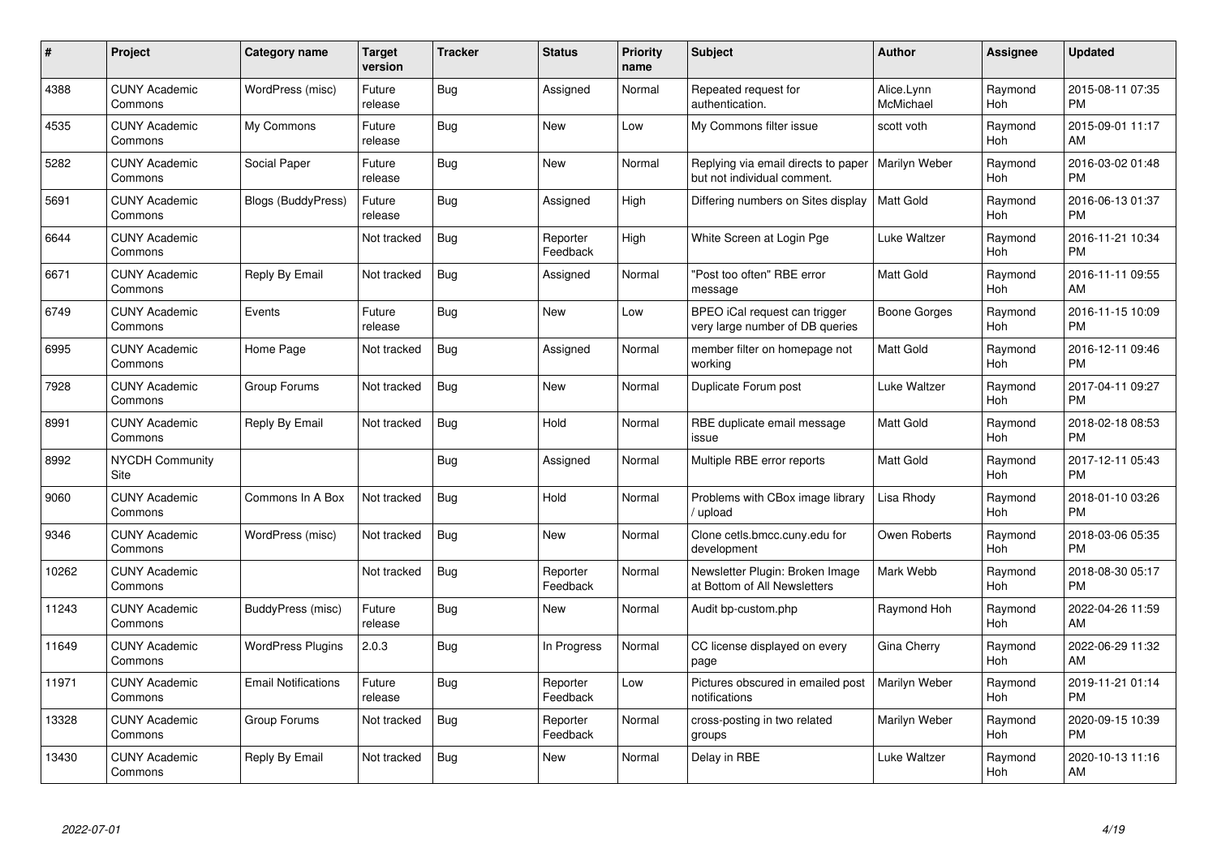| # | Project | Category name | Target version | Tracker | Status | Priority name | Subject | Author | Assignee | Updated |
|---|---|---|---|---|---|---|---|---|---|---|
| 4388 | CUNY Academic Commons | WordPress (misc) | Future release | Bug | Assigned | Normal | Repeated request for authentication. | Alice.Lynn McMichael | Raymond Hoh | 2015-08-11 07:35 PM |
| 4535 | CUNY Academic Commons | My Commons | Future release | Bug | New | Low | My Commons filter issue | scott voth | Raymond Hoh | 2015-09-01 11:17 AM |
| 5282 | CUNY Academic Commons | Social Paper | Future release | Bug | New | Normal | Replying via email directs to paper but not individual comment. | Marilyn Weber | Raymond Hoh | 2016-03-02 01:48 PM |
| 5691 | CUNY Academic Commons | Blogs (BuddyPress) | Future release | Bug | Assigned | High | Differing numbers on Sites display | Matt Gold | Raymond Hoh | 2016-06-13 01:37 PM |
| 6644 | CUNY Academic Commons | | Not tracked | Bug | Reporter Feedback | High | White Screen at Login Pge | Luke Waltzer | Raymond Hoh | 2016-11-21 10:34 PM |
| 6671 | CUNY Academic Commons | Reply By Email | Not tracked | Bug | Assigned | Normal | "Post too often" RBE error message | Matt Gold | Raymond Hoh | 2016-11-11 09:55 AM |
| 6749 | CUNY Academic Commons | Events | Future release | Bug | New | Low | BPEO iCal request can trigger very large number of DB queries | Boone Gorges | Raymond Hoh | 2016-11-15 10:09 PM |
| 6995 | CUNY Academic Commons | Home Page | Not tracked | Bug | Assigned | Normal | member filter on homepage not working | Matt Gold | Raymond Hoh | 2016-12-11 09:46 PM |
| 7928 | CUNY Academic Commons | Group Forums | Not tracked | Bug | New | Normal | Duplicate Forum post | Luke Waltzer | Raymond Hoh | 2017-04-11 09:27 PM |
| 8991 | CUNY Academic Commons | Reply By Email | Not tracked | Bug | Hold | Normal | RBE duplicate email message issue | Matt Gold | Raymond Hoh | 2018-02-18 08:53 PM |
| 8992 | NYCDH Community Site | | | Bug | Assigned | Normal | Multiple RBE error reports | Matt Gold | Raymond Hoh | 2017-12-11 05:43 PM |
| 9060 | CUNY Academic Commons | Commons In A Box | Not tracked | Bug | Hold | Normal | Problems with CBox image library / upload | Lisa Rhody | Raymond Hoh | 2018-01-10 03:26 PM |
| 9346 | CUNY Academic Commons | WordPress (misc) | Not tracked | Bug | New | Normal | Clone cetls.bmcc.cuny.edu for development | Owen Roberts | Raymond Hoh | 2018-03-06 05:35 PM |
| 10262 | CUNY Academic Commons | | Not tracked | Bug | Reporter Feedback | Normal | Newsletter Plugin: Broken Image at Bottom of All Newsletters | Mark Webb | Raymond Hoh | 2018-08-30 05:17 PM |
| 11243 | CUNY Academic Commons | BuddyPress (misc) | Future release | Bug | New | Normal | Audit bp-custom.php | Raymond Hoh | Raymond Hoh | 2022-04-26 11:59 AM |
| 11649 | CUNY Academic Commons | WordPress Plugins | 2.0.3 | Bug | In Progress | Normal | CC license displayed on every page | Gina Cherry | Raymond Hoh | 2022-06-29 11:32 AM |
| 11971 | CUNY Academic Commons | Email Notifications | Future release | Bug | Reporter Feedback | Low | Pictures obscured in emailed post notifications | Marilyn Weber | Raymond Hoh | 2019-11-21 01:14 PM |
| 13328 | CUNY Academic Commons | Group Forums | Not tracked | Bug | Reporter Feedback | Normal | cross-posting in two related groups | Marilyn Weber | Raymond Hoh | 2020-09-15 10:39 PM |
| 13430 | CUNY Academic Commons | Reply By Email | Not tracked | Bug | New | Normal | Delay in RBE | Luke Waltzer | Raymond Hoh | 2020-10-13 11:16 AM |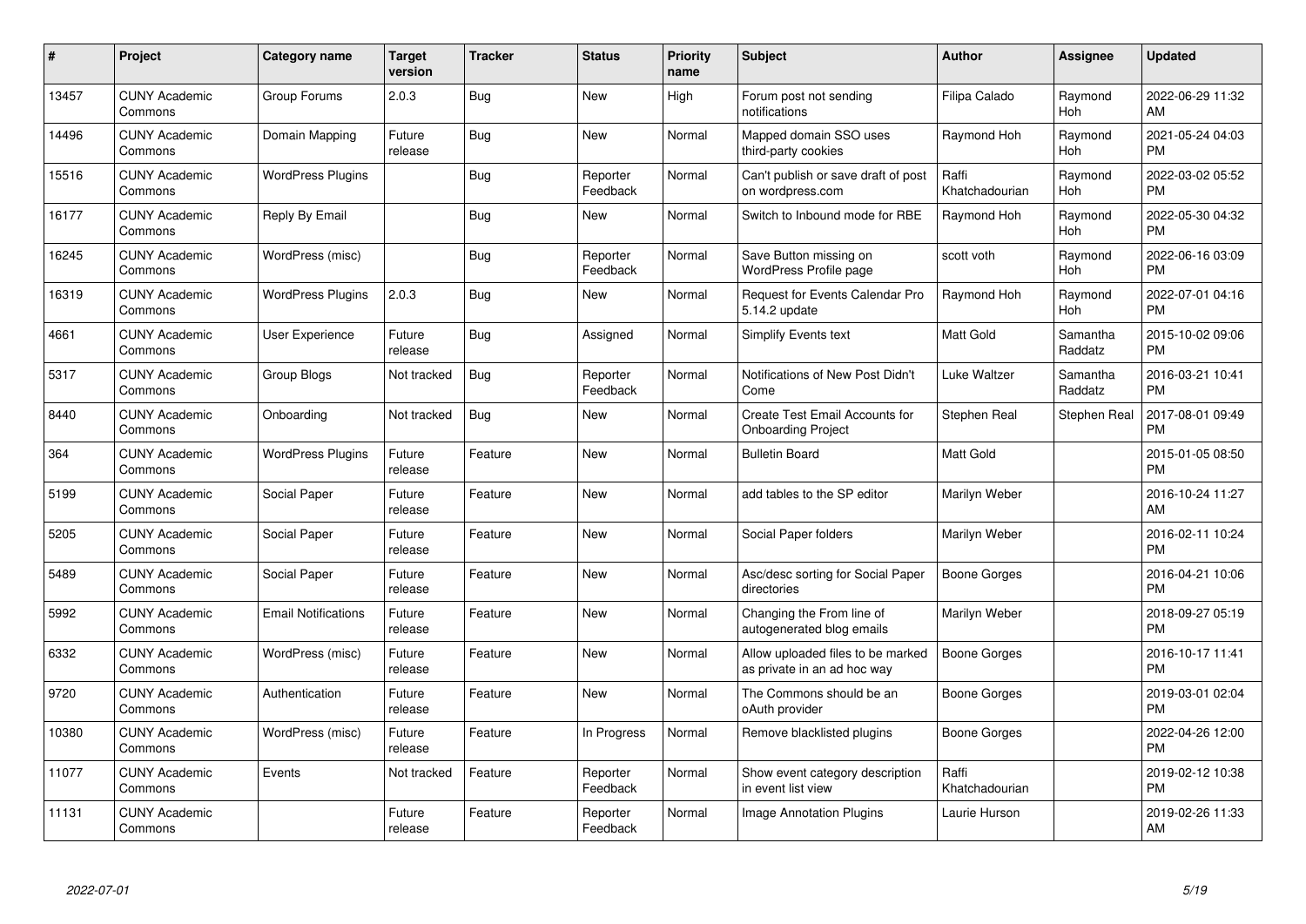| # | Project | Category name | Target version | Tracker | Status | Priority name | Subject | Author | Assignee | Updated |
|---|---|---|---|---|---|---|---|---|---|---|
| 13457 | CUNY Academic Commons | Group Forums | 2.0.3 | Bug | New | High | Forum post not sending notifications | Filipa Calado | Raymond Hoh | 2022-06-29 11:32 AM |
| 14496 | CUNY Academic Commons | Domain Mapping | Future release | Bug | New | Normal | Mapped domain SSO uses third-party cookies | Raymond Hoh | Raymond Hoh | 2021-05-24 04:03 PM |
| 15516 | CUNY Academic Commons | WordPress Plugins | | Bug | Reporter Feedback | Normal | Can't publish or save draft of post on wordpress.com | Raffi Khatchadourian | Raymond Hoh | 2022-03-02 05:52 PM |
| 16177 | CUNY Academic Commons | Reply By Email | | Bug | New | Normal | Switch to Inbound mode for RBE | Raymond Hoh | Raymond Hoh | 2022-05-30 04:32 PM |
| 16245 | CUNY Academic Commons | WordPress (misc) | | Bug | Reporter Feedback | Normal | Save Button missing on WordPress Profile page | scott voth | Raymond Hoh | 2022-06-16 03:09 PM |
| 16319 | CUNY Academic Commons | WordPress Plugins | 2.0.3 | Bug | New | Normal | Request for Events Calendar Pro 5.14.2 update | Raymond Hoh | Raymond Hoh | 2022-07-01 04:16 PM |
| 4661 | CUNY Academic Commons | User Experience | Future release | Bug | Assigned | Normal | Simplify Events text | Matt Gold | Samantha Raddatz | 2015-10-02 09:06 PM |
| 5317 | CUNY Academic Commons | Group Blogs | Not tracked | Bug | Reporter Feedback | Normal | Notifications of New Post Didn't Come | Luke Waltzer | Samantha Raddatz | 2016-03-21 10:41 PM |
| 8440 | CUNY Academic Commons | Onboarding | Not tracked | Bug | New | Normal | Create Test Email Accounts for Onboarding Project | Stephen Real | Stephen Real | 2017-08-01 09:49 PM |
| 364 | CUNY Academic Commons | WordPress Plugins | Future release | Feature | New | Normal | Bulletin Board | Matt Gold | | 2015-01-05 08:50 PM |
| 5199 | CUNY Academic Commons | Social Paper | Future release | Feature | New | Normal | add tables to the SP editor | Marilyn Weber | | 2016-10-24 11:27 AM |
| 5205 | CUNY Academic Commons | Social Paper | Future release | Feature | New | Normal | Social Paper folders | Marilyn Weber | | 2016-02-11 10:24 PM |
| 5489 | CUNY Academic Commons | Social Paper | Future release | Feature | New | Normal | Asc/desc sorting for Social Paper directories | Boone Gorges | | 2016-04-21 10:06 PM |
| 5992 | CUNY Academic Commons | Email Notifications | Future release | Feature | New | Normal | Changing the From line of autogenerated blog emails | Marilyn Weber | | 2018-09-27 05:19 PM |
| 6332 | CUNY Academic Commons | WordPress (misc) | Future release | Feature | New | Normal | Allow uploaded files to be marked as private in an ad hoc way | Boone Gorges | | 2016-10-17 11:41 PM |
| 9720 | CUNY Academic Commons | Authentication | Future release | Feature | New | Normal | The Commons should be an oAuth provider | Boone Gorges | | 2019-03-01 02:04 PM |
| 10380 | CUNY Academic Commons | WordPress (misc) | Future release | Feature | In Progress | Normal | Remove blacklisted plugins | Boone Gorges | | 2022-04-26 12:00 PM |
| 11077 | CUNY Academic Commons | Events | Not tracked | Feature | Reporter Feedback | Normal | Show event category description in event list view | Raffi Khatchadourian | | 2019-02-12 10:38 PM |
| 11131 | CUNY Academic Commons | | Future release | Feature | Reporter Feedback | Normal | Image Annotation Plugins | Laurie Hurson | | 2019-02-26 11:33 AM |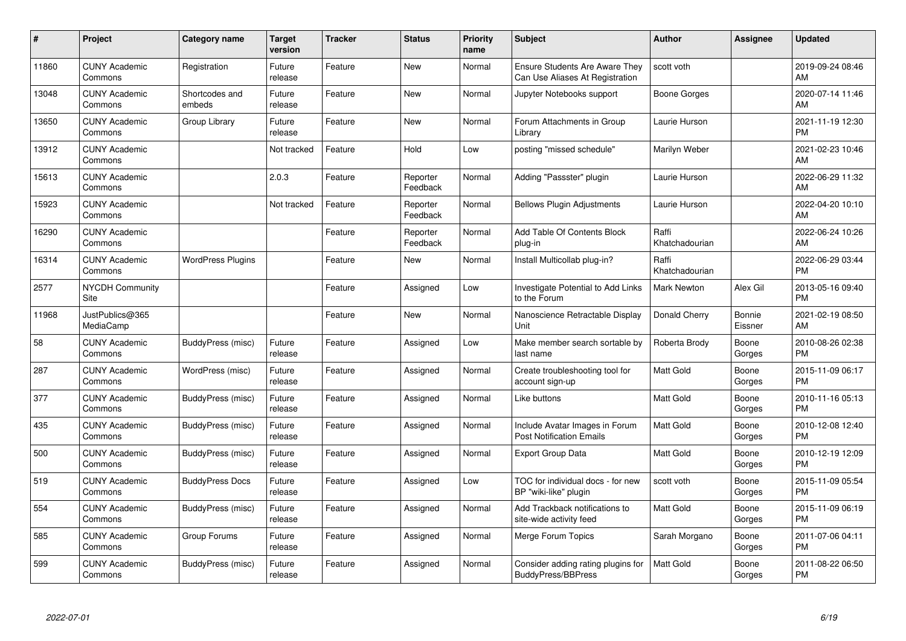| # | Project | Category name | Target version | Tracker | Status | Priority name | Subject | Author | Assignee | Updated |
|---|---|---|---|---|---|---|---|---|---|---|
| 11860 | CUNY Academic Commons | Registration | Future release | Feature | New | Normal | Ensure Students Are Aware They Can Use Aliases At Registration | scott voth | | 2019-09-24 08:46 AM |
| 13048 | CUNY Academic Commons | Shortcodes and embeds | Future release | Feature | New | Normal | Jupyter Notebooks support | Boone Gorges | | 2020-07-14 11:46 AM |
| 13650 | CUNY Academic Commons | Group Library | Future release | Feature | New | Normal | Forum Attachments in Group Library | Laurie Hurson | | 2021-11-19 12:30 PM |
| 13912 | CUNY Academic Commons | | Not tracked | Feature | Hold | Low | posting "missed schedule" | Marilyn Weber | | 2021-02-23 10:46 AM |
| 15613 | CUNY Academic Commons | | 2.0.3 | Feature | Reporter Feedback | Normal | Adding "Passster" plugin | Laurie Hurson | | 2022-06-29 11:32 AM |
| 15923 | CUNY Academic Commons | | Not tracked | Feature | Reporter Feedback | Normal | Bellows Plugin Adjustments | Laurie Hurson | | 2022-04-20 10:10 AM |
| 16290 | CUNY Academic Commons | | | Feature | Reporter Feedback | Normal | Add Table Of Contents Block plug-in | Raffi Khatchadourian | | 2022-06-24 10:26 AM |
| 16314 | CUNY Academic Commons | WordPress Plugins | | Feature | New | Normal | Install Multicollab plug-in? | Raffi Khatchadourian | | 2022-06-29 03:44 PM |
| 2577 | NYCDH Community Site | | | Feature | Assigned | Low | Investigate Potential to Add Links to the Forum | Mark Newton | Alex Gil | 2013-05-16 09:40 PM |
| 11968 | JustPublics@365 MediaCamp | | | Feature | New | Normal | Nanoscience Retractable Display Unit | Donald Cherry | Bonnie Eissner | 2021-02-19 08:50 AM |
| 58 | CUNY Academic Commons | BuddyPress (misc) | Future release | Feature | Assigned | Low | Make member search sortable by last name | Roberta Brody | Boone Gorges | 2010-08-26 02:38 PM |
| 287 | CUNY Academic Commons | WordPress (misc) | Future release | Feature | Assigned | Normal | Create troubleshooting tool for account sign-up | Matt Gold | Boone Gorges | 2015-11-09 06:17 PM |
| 377 | CUNY Academic Commons | BuddyPress (misc) | Future release | Feature | Assigned | Normal | Like buttons | Matt Gold | Boone Gorges | 2010-11-16 05:13 PM |
| 435 | CUNY Academic Commons | BuddyPress (misc) | Future release | Feature | Assigned | Normal | Include Avatar Images in Forum Post Notification Emails | Matt Gold | Boone Gorges | 2010-12-08 12:40 PM |
| 500 | CUNY Academic Commons | BuddyPress (misc) | Future release | Feature | Assigned | Normal | Export Group Data | Matt Gold | Boone Gorges | 2010-12-19 12:09 PM |
| 519 | CUNY Academic Commons | BuddyPress Docs | Future release | Feature | Assigned | Low | TOC for individual docs - for new BP "wiki-like" plugin | scott voth | Boone Gorges | 2015-11-09 05:54 PM |
| 554 | CUNY Academic Commons | BuddyPress (misc) | Future release | Feature | Assigned | Normal | Add Trackback notifications to site-wide activity feed | Matt Gold | Boone Gorges | 2015-11-09 06:19 PM |
| 585 | CUNY Academic Commons | Group Forums | Future release | Feature | Assigned | Normal | Merge Forum Topics | Sarah Morgano | Boone Gorges | 2011-07-06 04:11 PM |
| 599 | CUNY Academic Commons | BuddyPress (misc) | Future release | Feature | Assigned | Normal | Consider adding rating plugins for BuddyPress/BBPress | Matt Gold | Boone Gorges | 2011-08-22 06:50 PM |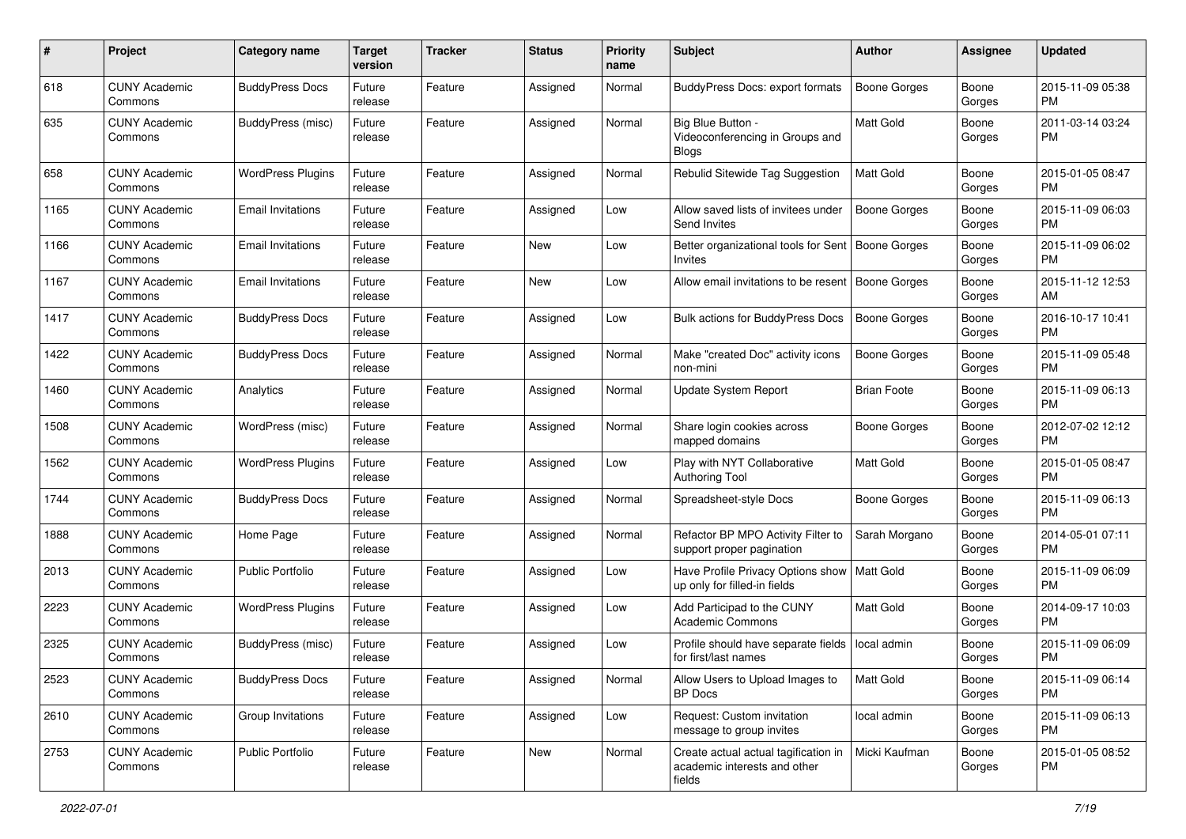| # | Project | Category name | Target version | Tracker | Status | Priority name | Subject | Author | Assignee | Updated |
|---|---|---|---|---|---|---|---|---|---|---|
| 618 | CUNY Academic Commons | BuddyPress Docs | Future release | Feature | Assigned | Normal | BuddyPress Docs: export formats | Boone Gorges | Boone Gorges | 2015-11-09 05:38 PM |
| 635 | CUNY Academic Commons | BuddyPress (misc) | Future release | Feature | Assigned | Normal | Big Blue Button - Videoconferencing in Groups and Blogs | Matt Gold | Boone Gorges | 2011-03-14 03:24 PM |
| 658 | CUNY Academic Commons | WordPress Plugins | Future release | Feature | Assigned | Normal | Rebulid Sitewide Tag Suggestion | Matt Gold | Boone Gorges | 2015-01-05 08:47 PM |
| 1165 | CUNY Academic Commons | Email Invitations | Future release | Feature | Assigned | Low | Allow saved lists of invitees under Send Invites | Boone Gorges | Boone Gorges | 2015-11-09 06:03 PM |
| 1166 | CUNY Academic Commons | Email Invitations | Future release | Feature | New | Low | Better organizational tools for Sent Invites | Boone Gorges | Boone Gorges | 2015-11-09 06:02 PM |
| 1167 | CUNY Academic Commons | Email Invitations | Future release | Feature | New | Low | Allow email invitations to be resent | Boone Gorges | Boone Gorges | 2015-11-12 12:53 AM |
| 1417 | CUNY Academic Commons | BuddyPress Docs | Future release | Feature | Assigned | Low | Bulk actions for BuddyPress Docs | Boone Gorges | Boone Gorges | 2016-10-17 10:41 PM |
| 1422 | CUNY Academic Commons | BuddyPress Docs | Future release | Feature | Assigned | Normal | Make "created Doc" activity icons non-mini | Boone Gorges | Boone Gorges | 2015-11-09 05:48 PM |
| 1460 | CUNY Academic Commons | Analytics | Future release | Feature | Assigned | Normal | Update System Report | Brian Foote | Boone Gorges | 2015-11-09 06:13 PM |
| 1508 | CUNY Academic Commons | WordPress (misc) | Future release | Feature | Assigned | Normal | Share login cookies across mapped domains | Boone Gorges | Boone Gorges | 2012-07-02 12:12 PM |
| 1562 | CUNY Academic Commons | WordPress Plugins | Future release | Feature | Assigned | Low | Play with NYT Collaborative Authoring Tool | Matt Gold | Boone Gorges | 2015-01-05 08:47 PM |
| 1744 | CUNY Academic Commons | BuddyPress Docs | Future release | Feature | Assigned | Normal | Spreadsheet-style Docs | Boone Gorges | Boone Gorges | 2015-11-09 06:13 PM |
| 1888 | CUNY Academic Commons | Home Page | Future release | Feature | Assigned | Normal | Refactor BP MPO Activity Filter to support proper pagination | Sarah Morgano | Boone Gorges | 2014-05-01 07:11 PM |
| 2013 | CUNY Academic Commons | Public Portfolio | Future release | Feature | Assigned | Low | Have Profile Privacy Options show up only for filled-in fields | Matt Gold | Boone Gorges | 2015-11-09 06:09 PM |
| 2223 | CUNY Academic Commons | WordPress Plugins | Future release | Feature | Assigned | Low | Add Participad to the CUNY Academic Commons | Matt Gold | Boone Gorges | 2014-09-17 10:03 PM |
| 2325 | CUNY Academic Commons | BuddyPress (misc) | Future release | Feature | Assigned | Low | Profile should have separate fields for first/last names | local admin | Boone Gorges | 2015-11-09 06:09 PM |
| 2523 | CUNY Academic Commons | BuddyPress Docs | Future release | Feature | Assigned | Normal | Allow Users to Upload Images to BP Docs | Matt Gold | Boone Gorges | 2015-11-09 06:14 PM |
| 2610 | CUNY Academic Commons | Group Invitations | Future release | Feature | Assigned | Low | Request: Custom invitation message to group invites | local admin | Boone Gorges | 2015-11-09 06:13 PM |
| 2753 | CUNY Academic Commons | Public Portfolio | Future release | Feature | New | Normal | Create actual actual tagification in academic interests and other fields | Micki Kaufman | Boone Gorges | 2015-01-05 08:52 PM |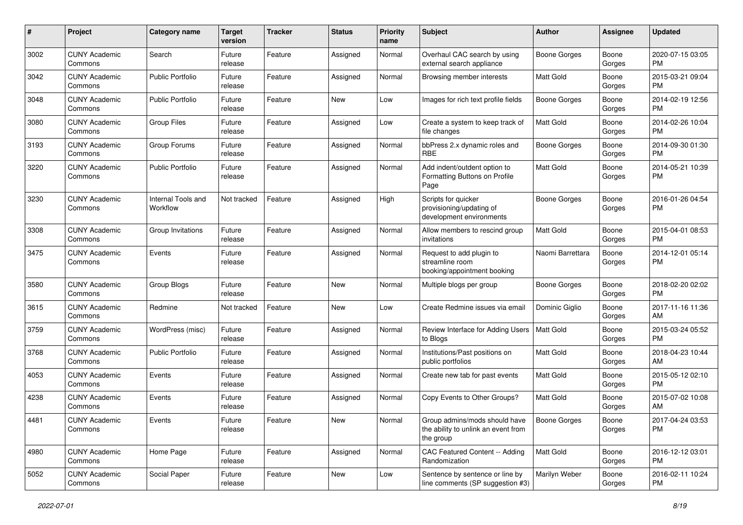| # | Project | Category name | Target version | Tracker | Status | Priority name | Subject | Author | Assignee | Updated |
|---|---|---|---|---|---|---|---|---|---|---|
| 3002 | CUNY Academic Commons | Search | Future release | Feature | Assigned | Normal | Overhaul CAC search by using external search appliance | Boone Gorges | Boone Gorges | 2020-07-15 03:05 PM |
| 3042 | CUNY Academic Commons | Public Portfolio | Future release | Feature | Assigned | Normal | Browsing member interests | Matt Gold | Boone Gorges | 2015-03-21 09:04 PM |
| 3048 | CUNY Academic Commons | Public Portfolio | Future release | Feature | New | Low | Images for rich text profile fields | Boone Gorges | Boone Gorges | 2014-02-19 12:56 PM |
| 3080 | CUNY Academic Commons | Group Files | Future release | Feature | Assigned | Low | Create a system to keep track of file changes | Matt Gold | Boone Gorges | 2014-02-26 10:04 PM |
| 3193 | CUNY Academic Commons | Group Forums | Future release | Feature | Assigned | Normal | bbPress 2.x dynamic roles and RBE | Boone Gorges | Boone Gorges | 2014-09-30 01:30 PM |
| 3220 | CUNY Academic Commons | Public Portfolio | Future release | Feature | Assigned | Normal | Add indent/outdent option to Formatting Buttons on Profile Page | Matt Gold | Boone Gorges | 2014-05-21 10:39 PM |
| 3230 | CUNY Academic Commons | Internal Tools and Workflow | Not tracked | Feature | Assigned | High | Scripts for quicker provisioning/updating of development environments | Boone Gorges | Boone Gorges | 2016-01-26 04:54 PM |
| 3308 | CUNY Academic Commons | Group Invitations | Future release | Feature | Assigned | Normal | Allow members to rescind group invitations | Matt Gold | Boone Gorges | 2015-04-01 08:53 PM |
| 3475 | CUNY Academic Commons | Events | Future release | Feature | Assigned | Normal | Request to add plugin to streamline room booking/appointment booking | Naomi Barrettara | Boone Gorges | 2014-12-01 05:14 PM |
| 3580 | CUNY Academic Commons | Group Blogs | Future release | Feature | New | Normal | Multiple blogs per group | Boone Gorges | Boone Gorges | 2018-02-20 02:02 PM |
| 3615 | CUNY Academic Commons | Redmine | Not tracked | Feature | New | Low | Create Redmine issues via email | Dominic Giglio | Boone Gorges | 2017-11-16 11:36 AM |
| 3759 | CUNY Academic Commons | WordPress (misc) | Future release | Feature | Assigned | Normal | Review Interface for Adding Users to Blogs | Matt Gold | Boone Gorges | 2015-03-24 05:52 PM |
| 3768 | CUNY Academic Commons | Public Portfolio | Future release | Feature | Assigned | Normal | Institutions/Past positions on public portfolios | Matt Gold | Boone Gorges | 2018-04-23 10:44 AM |
| 4053 | CUNY Academic Commons | Events | Future release | Feature | Assigned | Normal | Create new tab for past events | Matt Gold | Boone Gorges | 2015-05-12 02:10 PM |
| 4238 | CUNY Academic Commons | Events | Future release | Feature | Assigned | Normal | Copy Events to Other Groups? | Matt Gold | Boone Gorges | 2015-07-02 10:08 AM |
| 4481 | CUNY Academic Commons | Events | Future release | Feature | New | Normal | Group admins/mods should have the ability to unlink an event from the group | Boone Gorges | Boone Gorges | 2017-04-24 03:53 PM |
| 4980 | CUNY Academic Commons | Home Page | Future release | Feature | Assigned | Normal | CAC Featured Content -- Adding Randomization | Matt Gold | Boone Gorges | 2016-12-12 03:01 PM |
| 5052 | CUNY Academic Commons | Social Paper | Future release | Feature | New | Low | Sentence by sentence or line by line comments (SP suggestion #3) | Marilyn Weber | Boone Gorges | 2016-02-11 10:24 PM |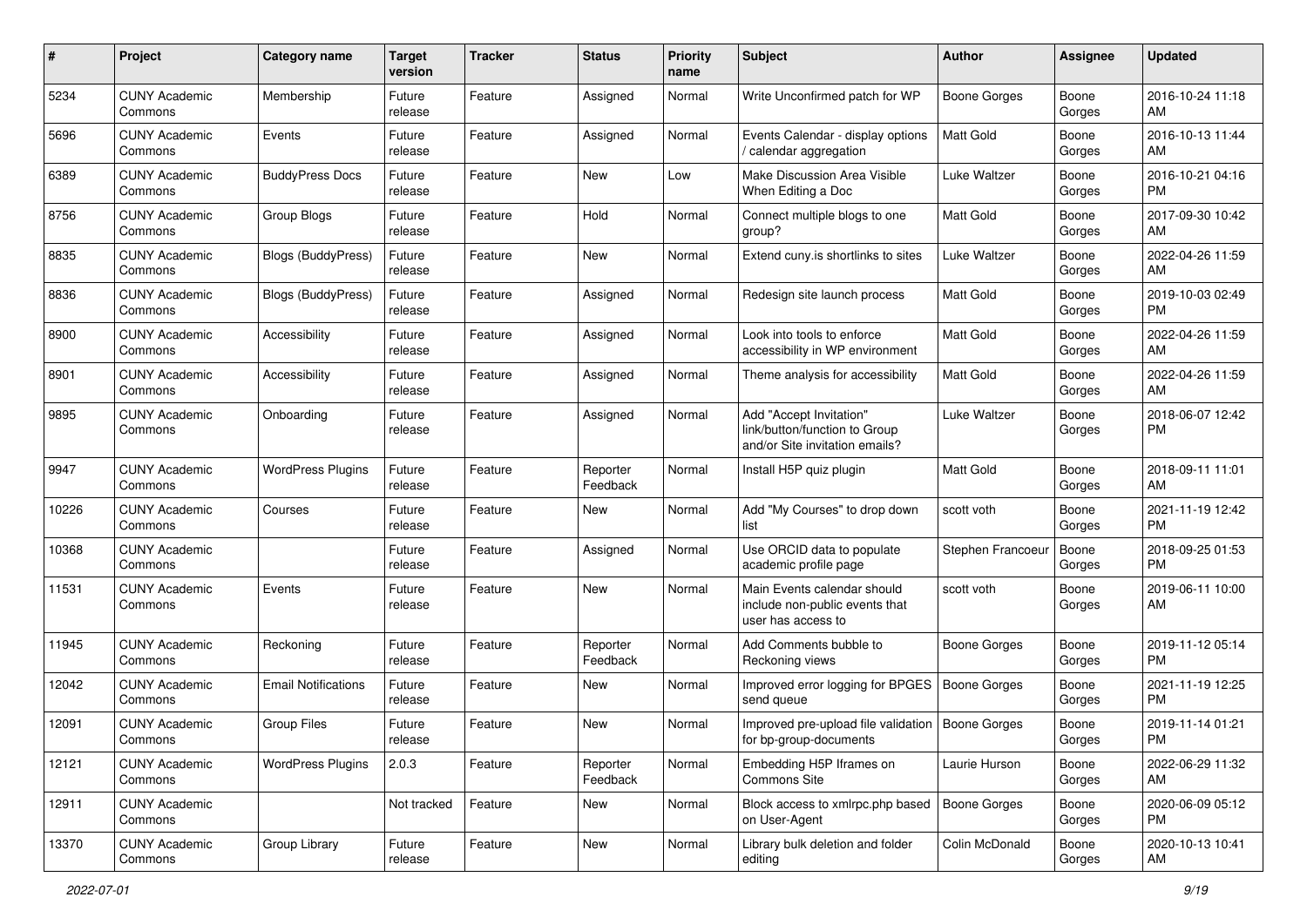| # | Project | Category name | Target version | Tracker | Status | Priority name | Subject | Author | Assignee | Updated |
|---|---|---|---|---|---|---|---|---|---|---|
| 5234 | CUNY Academic Commons | Membership | Future release | Feature | Assigned | Normal | Write Unconfirmed patch for WP | Boone Gorges | Boone Gorges | 2016-10-24 11:18 AM |
| 5696 | CUNY Academic Commons | Events | Future release | Feature | Assigned | Normal | Events Calendar - display options / calendar aggregation | Matt Gold | Boone Gorges | 2016-10-13 11:44 AM |
| 6389 | CUNY Academic Commons | BuddyPress Docs | Future release | Feature | New | Low | Make Discussion Area Visible When Editing a Doc | Luke Waltzer | Boone Gorges | 2016-10-21 04:16 PM |
| 8756 | CUNY Academic Commons | Group Blogs | Future release | Feature | Hold | Normal | Connect multiple blogs to one group? | Matt Gold | Boone Gorges | 2017-09-30 10:42 AM |
| 8835 | CUNY Academic Commons | Blogs (BuddyPress) | Future release | Feature | New | Normal | Extend cuny.is shortlinks to sites | Luke Waltzer | Boone Gorges | 2022-04-26 11:59 AM |
| 8836 | CUNY Academic Commons | Blogs (BuddyPress) | Future release | Feature | Assigned | Normal | Redesign site launch process | Matt Gold | Boone Gorges | 2019-10-03 02:49 PM |
| 8900 | CUNY Academic Commons | Accessibility | Future release | Feature | Assigned | Normal | Look into tools to enforce accessibility in WP environment | Matt Gold | Boone Gorges | 2022-04-26 11:59 AM |
| 8901 | CUNY Academic Commons | Accessibility | Future release | Feature | Assigned | Normal | Theme analysis for accessibility | Matt Gold | Boone Gorges | 2022-04-26 11:59 AM |
| 9895 | CUNY Academic Commons | Onboarding | Future release | Feature | Assigned | Normal | Add "Accept Invitation" link/button/function to Group and/or Site invitation emails? | Luke Waltzer | Boone Gorges | 2018-06-07 12:42 PM |
| 9947 | CUNY Academic Commons | WordPress Plugins | Future release | Feature | Reporter Feedback | Normal | Install H5P quiz plugin | Matt Gold | Boone Gorges | 2018-09-11 11:01 AM |
| 10226 | CUNY Academic Commons | Courses | Future release | Feature | New | Normal | Add "My Courses" to drop down list | scott voth | Boone Gorges | 2021-11-19 12:42 PM |
| 10368 | CUNY Academic Commons | | Future release | Feature | Assigned | Normal | Use ORCID data to populate academic profile page | Stephen Francoeur | Boone Gorges | 2018-09-25 01:53 PM |
| 11531 | CUNY Academic Commons | Events | Future release | Feature | New | Normal | Main Events calendar should include non-public events that user has access to | scott voth | Boone Gorges | 2019-06-11 10:00 AM |
| 11945 | CUNY Academic Commons | Reckoning | Future release | Feature | Reporter Feedback | Normal | Add Comments bubble to Reckoning views | Boone Gorges | Boone Gorges | 2019-11-12 05:14 PM |
| 12042 | CUNY Academic Commons | Email Notifications | Future release | Feature | New | Normal | Improved error logging for BPGES send queue | Boone Gorges | Boone Gorges | 2021-11-19 12:25 PM |
| 12091 | CUNY Academic Commons | Group Files | Future release | Feature | New | Normal | Improved pre-upload file validation for bp-group-documents | Boone Gorges | Boone Gorges | 2019-11-14 01:21 PM |
| 12121 | CUNY Academic Commons | WordPress Plugins | 2.0.3 | Feature | Reporter Feedback | Normal | Embedding H5P Iframes on Commons Site | Laurie Hurson | Boone Gorges | 2022-06-29 11:32 AM |
| 12911 | CUNY Academic Commons | | Not tracked | Feature | New | Normal | Block access to xmlrpc.php based on User-Agent | Boone Gorges | Boone Gorges | 2020-06-09 05:12 PM |
| 13370 | CUNY Academic Commons | Group Library | Future release | Feature | New | Normal | Library bulk deletion and folder editing | Colin McDonald | Boone Gorges | 2020-10-13 10:41 AM |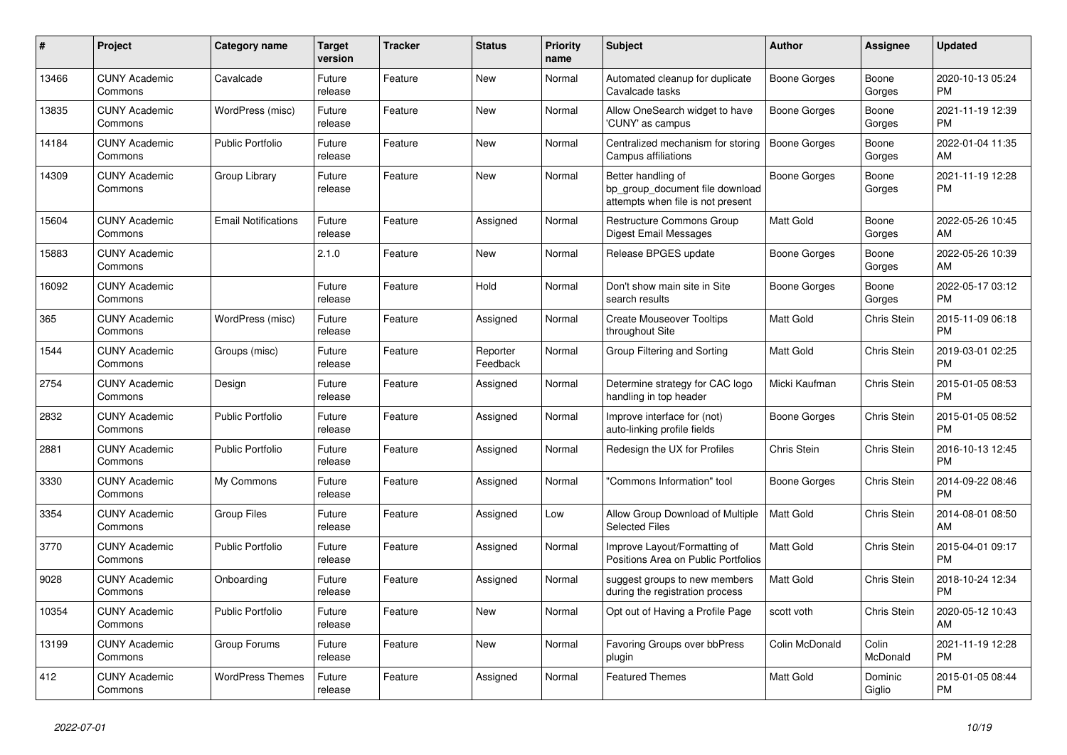| # | Project | Category name | Target version | Tracker | Status | Priority name | Subject | Author | Assignee | Updated |
|---|---|---|---|---|---|---|---|---|---|---|
| 13466 | CUNY Academic Commons | Cavalcade | Future release | Feature | New | Normal | Automated cleanup for duplicate Cavalcade tasks | Boone Gorges | Boone Gorges | 2020-10-13 05:24 PM |
| 13835 | CUNY Academic Commons | WordPress (misc) | Future release | Feature | New | Normal | Allow OneSearch widget to have 'CUNY' as campus | Boone Gorges | Boone Gorges | 2021-11-19 12:39 PM |
| 14184 | CUNY Academic Commons | Public Portfolio | Future release | Feature | New | Normal | Centralized mechanism for storing Campus affiliations | Boone Gorges | Boone Gorges | 2022-01-04 11:35 AM |
| 14309 | CUNY Academic Commons | Group Library | Future release | Feature | New | Normal | Better handling of bp_group_document file download attempts when file is not present | Boone Gorges | Boone Gorges | 2021-11-19 12:28 PM |
| 15604 | CUNY Academic Commons | Email Notifications | Future release | Feature | Assigned | Normal | Restructure Commons Group Digest Email Messages | Matt Gold | Boone Gorges | 2022-05-26 10:45 AM |
| 15883 | CUNY Academic Commons | | 2.1.0 | Feature | New | Normal | Release BPGES update | Boone Gorges | Boone Gorges | 2022-05-26 10:39 AM |
| 16092 | CUNY Academic Commons | | Future release | Feature | Hold | Normal | Don't show main site in Site search results | Boone Gorges | Boone Gorges | 2022-05-17 03:12 PM |
| 365 | CUNY Academic Commons | WordPress (misc) | Future release | Feature | Assigned | Normal | Create Mouseover Tooltips throughout Site | Matt Gold | Chris Stein | 2015-11-09 06:18 PM |
| 1544 | CUNY Academic Commons | Groups (misc) | Future release | Feature | Reporter Feedback | Normal | Group Filtering and Sorting | Matt Gold | Chris Stein | 2019-03-01 02:25 PM |
| 2754 | CUNY Academic Commons | Design | Future release | Feature | Assigned | Normal | Determine strategy for CAC logo handling in top header | Micki Kaufman | Chris Stein | 2015-01-05 08:53 PM |
| 2832 | CUNY Academic Commons | Public Portfolio | Future release | Feature | Assigned | Normal | Improve interface for (not) auto-linking profile fields | Boone Gorges | Chris Stein | 2015-01-05 08:52 PM |
| 2881 | CUNY Academic Commons | Public Portfolio | Future release | Feature | Assigned | Normal | Redesign the UX for Profiles | Chris Stein | Chris Stein | 2016-10-13 12:45 PM |
| 3330 | CUNY Academic Commons | My Commons | Future release | Feature | Assigned | Normal | "Commons Information" tool | Boone Gorges | Chris Stein | 2014-09-22 08:46 PM |
| 3354 | CUNY Academic Commons | Group Files | Future release | Feature | Assigned | Low | Allow Group Download of Multiple Selected Files | Matt Gold | Chris Stein | 2014-08-01 08:50 AM |
| 3770 | CUNY Academic Commons | Public Portfolio | Future release | Feature | Assigned | Normal | Improve Layout/Formatting of Positions Area on Public Portfolios | Matt Gold | Chris Stein | 2015-04-01 09:17 PM |
| 9028 | CUNY Academic Commons | Onboarding | Future release | Feature | Assigned | Normal | suggest groups to new members during the registration process | Matt Gold | Chris Stein | 2018-10-24 12:34 PM |
| 10354 | CUNY Academic Commons | Public Portfolio | Future release | Feature | New | Normal | Opt out of Having a Profile Page | scott voth | Chris Stein | 2020-05-12 10:43 AM |
| 13199 | CUNY Academic Commons | Group Forums | Future release | Feature | New | Normal | Favoring Groups over bbPress plugin | Colin McDonald | Colin McDonald | 2021-11-19 12:28 PM |
| 412 | CUNY Academic Commons | WordPress Themes | Future release | Feature | Assigned | Normal | Featured Themes | Matt Gold | Dominic Giglio | 2015-01-05 08:44 PM |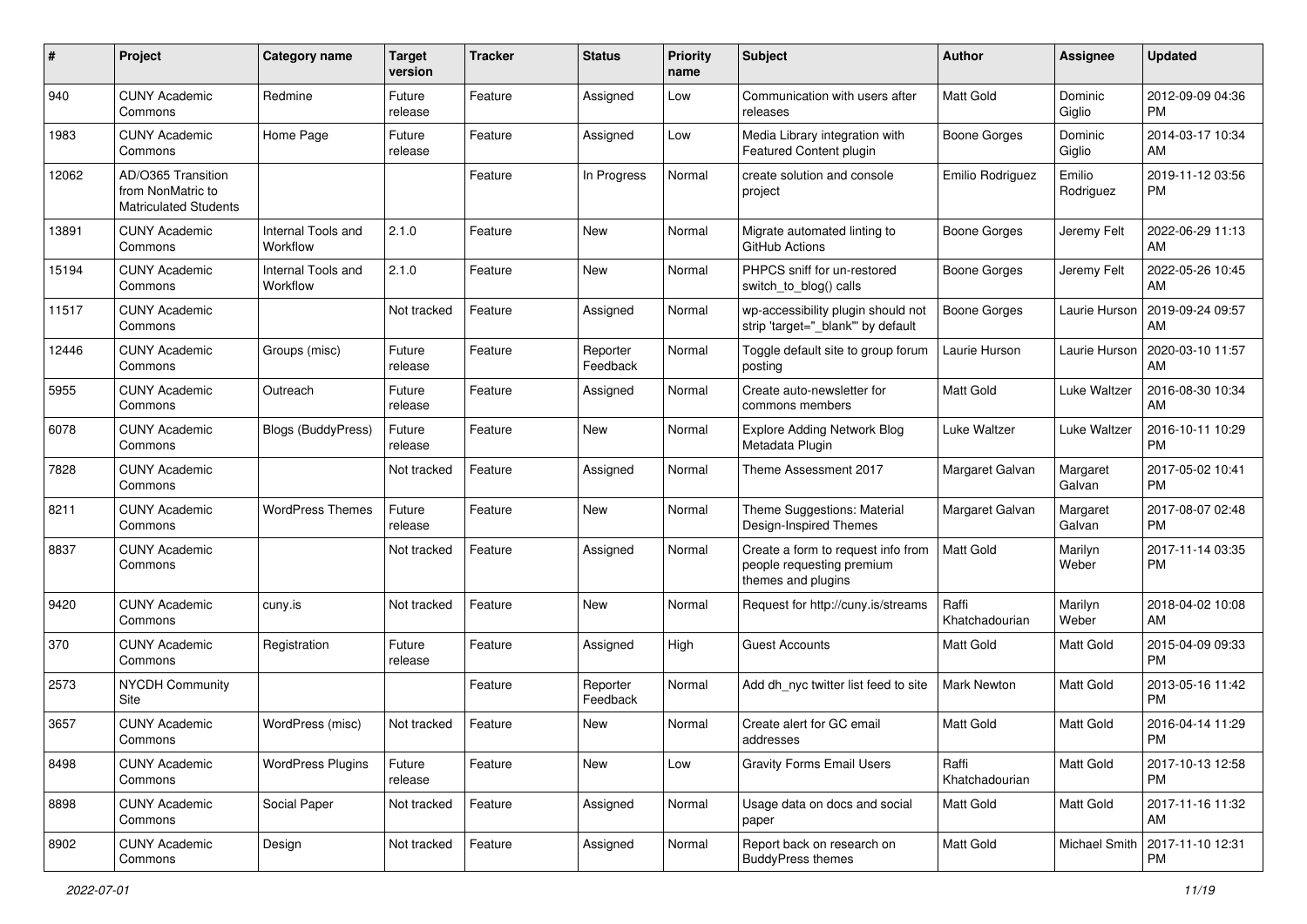| # | Project | Category name | Target version | Tracker | Status | Priority name | Subject | Author | Assignee | Updated |
|---|---|---|---|---|---|---|---|---|---|---|
| 940 | CUNY Academic Commons | Redmine | Future release | Feature | Assigned | Low | Communication with users after releases | Matt Gold | Dominic Giglio | 2012-09-09 04:36 PM |
| 1983 | CUNY Academic Commons | Home Page | Future release | Feature | Assigned | Low | Media Library integration with Featured Content plugin | Boone Gorges | Dominic Giglio | 2014-03-17 10:34 AM |
| 12062 | AD/O365 Transition from NonMatric to Matriculated Students | | | Feature | In Progress | Normal | create solution and console project | Emilio Rodriguez | Emilio Rodriguez | 2019-11-12 03:56 PM |
| 13891 | CUNY Academic Commons | Internal Tools and Workflow | 2.1.0 | Feature | New | Normal | Migrate automated linting to GitHub Actions | Boone Gorges | Jeremy Felt | 2022-06-29 11:13 AM |
| 15194 | CUNY Academic Commons | Internal Tools and Workflow | 2.1.0 | Feature | New | Normal | PHPCS sniff for un-restored switch_to_blog() calls | Boone Gorges | Jeremy Felt | 2022-05-26 10:45 AM |
| 11517 | CUNY Academic Commons | | Not tracked | Feature | Assigned | Normal | wp-accessibility plugin should not strip 'target="_blank"' by default | Boone Gorges | Laurie Hurson | 2019-09-24 09:57 AM |
| 12446 | CUNY Academic Commons | Groups (misc) | Future release | Feature | Reporter Feedback | Normal | Toggle default site to group forum posting | Laurie Hurson | Laurie Hurson | 2020-03-10 11:57 AM |
| 5955 | CUNY Academic Commons | Outreach | Future release | Feature | Assigned | Normal | Create auto-newsletter for commons members | Matt Gold | Luke Waltzer | 2016-08-30 10:34 AM |
| 6078 | CUNY Academic Commons | Blogs (BuddyPress) | Future release | Feature | New | Normal | Explore Adding Network Blog Metadata Plugin | Luke Waltzer | Luke Waltzer | 2016-10-11 10:29 PM |
| 7828 | CUNY Academic Commons | | Not tracked | Feature | Assigned | Normal | Theme Assessment 2017 | Margaret Galvan | Margaret Galvan | 2017-05-02 10:41 PM |
| 8211 | CUNY Academic Commons | WordPress Themes | Future release | Feature | New | Normal | Theme Suggestions: Material Design-Inspired Themes | Margaret Galvan | Margaret Galvan | 2017-08-07 02:48 PM |
| 8837 | CUNY Academic Commons | | Not tracked | Feature | Assigned | Normal | Create a form to request info from people requesting premium themes and plugins | Matt Gold | Marilyn Weber | 2017-11-14 03:35 PM |
| 9420 | CUNY Academic Commons | cuny.is | Not tracked | Feature | New | Normal | Request for http://cuny.is/streams | Raffi Khatchadourian | Marilyn Weber | 2018-04-02 10:08 AM |
| 370 | CUNY Academic Commons | Registration | Future release | Feature | Assigned | High | Guest Accounts | Matt Gold | Matt Gold | 2015-04-09 09:33 PM |
| 2573 | NYCDH Community Site | | | Feature | Reporter Feedback | Normal | Add dh_nyc twitter list feed to site | Mark Newton | Matt Gold | 2013-05-16 11:42 PM |
| 3657 | CUNY Academic Commons | WordPress (misc) | Not tracked | Feature | New | Normal | Create alert for GC email addresses | Matt Gold | Matt Gold | 2016-04-14 11:29 PM |
| 8498 | CUNY Academic Commons | WordPress Plugins | Future release | Feature | New | Low | Gravity Forms Email Users | Raffi Khatchadourian | Matt Gold | 2017-10-13 12:58 PM |
| 8898 | CUNY Academic Commons | Social Paper | Not tracked | Feature | Assigned | Normal | Usage data on docs and social paper | Matt Gold | Matt Gold | 2017-11-16 11:32 AM |
| 8902 | CUNY Academic Commons | Design | Not tracked | Feature | Assigned | Normal | Report back on research on BuddyPress themes | Matt Gold | Michael Smith | 2017-11-10 12:31 PM |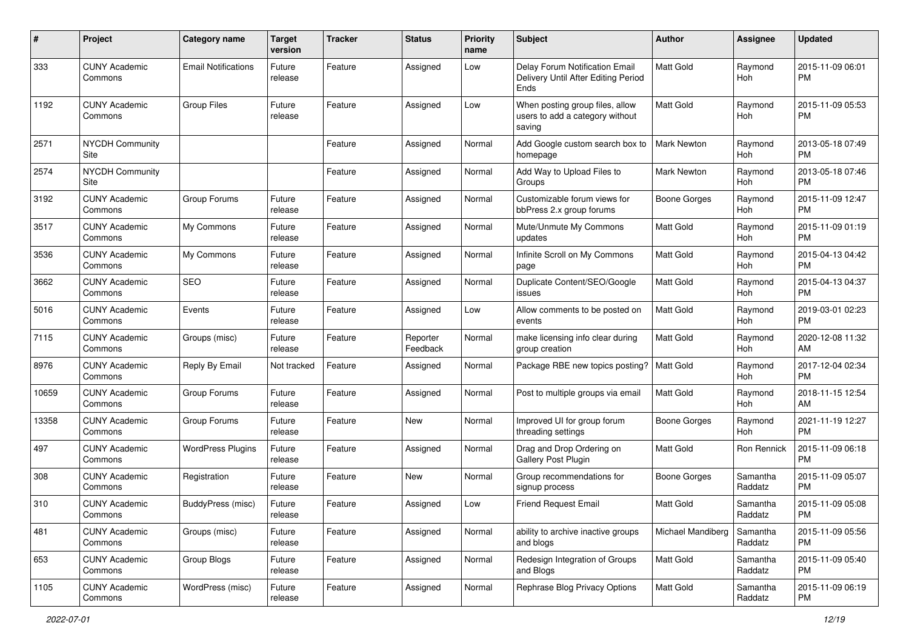| # | Project | Category name | Target version | Tracker | Status | Priority name | Subject | Author | Assignee | Updated |
|---|---|---|---|---|---|---|---|---|---|---|
| 333 | CUNY Academic Commons | Email Notifications | Future release | Feature | Assigned | Low | Delay Forum Notification Email Delivery Until After Editing Period Ends | Matt Gold | Raymond Hoh | 2015-11-09 06:01 PM |
| 1192 | CUNY Academic Commons | Group Files | Future release | Feature | Assigned | Low | When posting group files, allow users to add a category without saving | Matt Gold | Raymond Hoh | 2015-11-09 05:53 PM |
| 2571 | NYCDH Community Site | | | Feature | Assigned | Normal | Add Google custom search box to homepage | Mark Newton | Raymond Hoh | 2013-05-18 07:49 PM |
| 2574 | NYCDH Community Site | | | Feature | Assigned | Normal | Add Way to Upload Files to Groups | Mark Newton | Raymond Hoh | 2013-05-18 07:46 PM |
| 3192 | CUNY Academic Commons | Group Forums | Future release | Feature | Assigned | Normal | Customizable forum views for bbPress 2.x group forums | Boone Gorges | Raymond Hoh | 2015-11-09 12:47 PM |
| 3517 | CUNY Academic Commons | My Commons | Future release | Feature | Assigned | Normal | Mute/Unmute My Commons updates | Matt Gold | Raymond Hoh | 2015-11-09 01:19 PM |
| 3536 | CUNY Academic Commons | My Commons | Future release | Feature | Assigned | Normal | Infinite Scroll on My Commons page | Matt Gold | Raymond Hoh | 2015-04-13 04:42 PM |
| 3662 | CUNY Academic Commons | SEO | Future release | Feature | Assigned | Normal | Duplicate Content/SEO/Google issues | Matt Gold | Raymond Hoh | 2015-04-13 04:37 PM |
| 5016 | CUNY Academic Commons | Events | Future release | Feature | Assigned | Low | Allow comments to be posted on events | Matt Gold | Raymond Hoh | 2019-03-01 02:23 PM |
| 7115 | CUNY Academic Commons | Groups (misc) | Future release | Feature | Reporter Feedback | Normal | make licensing info clear during group creation | Matt Gold | Raymond Hoh | 2020-12-08 11:32 AM |
| 8976 | CUNY Academic Commons | Reply By Email | Not tracked | Feature | Assigned | Normal | Package RBE new topics posting? | Matt Gold | Raymond Hoh | 2017-12-04 02:34 PM |
| 10659 | CUNY Academic Commons | Group Forums | Future release | Feature | Assigned | Normal | Post to multiple groups via email | Matt Gold | Raymond Hoh | 2018-11-15 12:54 AM |
| 13358 | CUNY Academic Commons | Group Forums | Future release | Feature | New | Normal | Improved UI for group forum threading settings | Boone Gorges | Raymond Hoh | 2021-11-19 12:27 PM |
| 497 | CUNY Academic Commons | WordPress Plugins | Future release | Feature | Assigned | Normal | Drag and Drop Ordering on Gallery Post Plugin | Matt Gold | Ron Rennick | 2015-11-09 06:18 PM |
| 308 | CUNY Academic Commons | Registration | Future release | Feature | New | Normal | Group recommendations for signup process | Boone Gorges | Samantha Raddatz | 2015-11-09 05:07 PM |
| 310 | CUNY Academic Commons | BuddyPress (misc) | Future release | Feature | Assigned | Low | Friend Request Email | Matt Gold | Samantha Raddatz | 2015-11-09 05:08 PM |
| 481 | CUNY Academic Commons | Groups (misc) | Future release | Feature | Assigned | Normal | ability to archive inactive groups and blogs | Michael Mandiberg | Samantha Raddatz | 2015-11-09 05:56 PM |
| 653 | CUNY Academic Commons | Group Blogs | Future release | Feature | Assigned | Normal | Redesign Integration of Groups and Blogs | Matt Gold | Samantha Raddatz | 2015-11-09 05:40 PM |
| 1105 | CUNY Academic Commons | WordPress (misc) | Future release | Feature | Assigned | Normal | Rephrase Blog Privacy Options | Matt Gold | Samantha Raddatz | 2015-11-09 06:19 PM |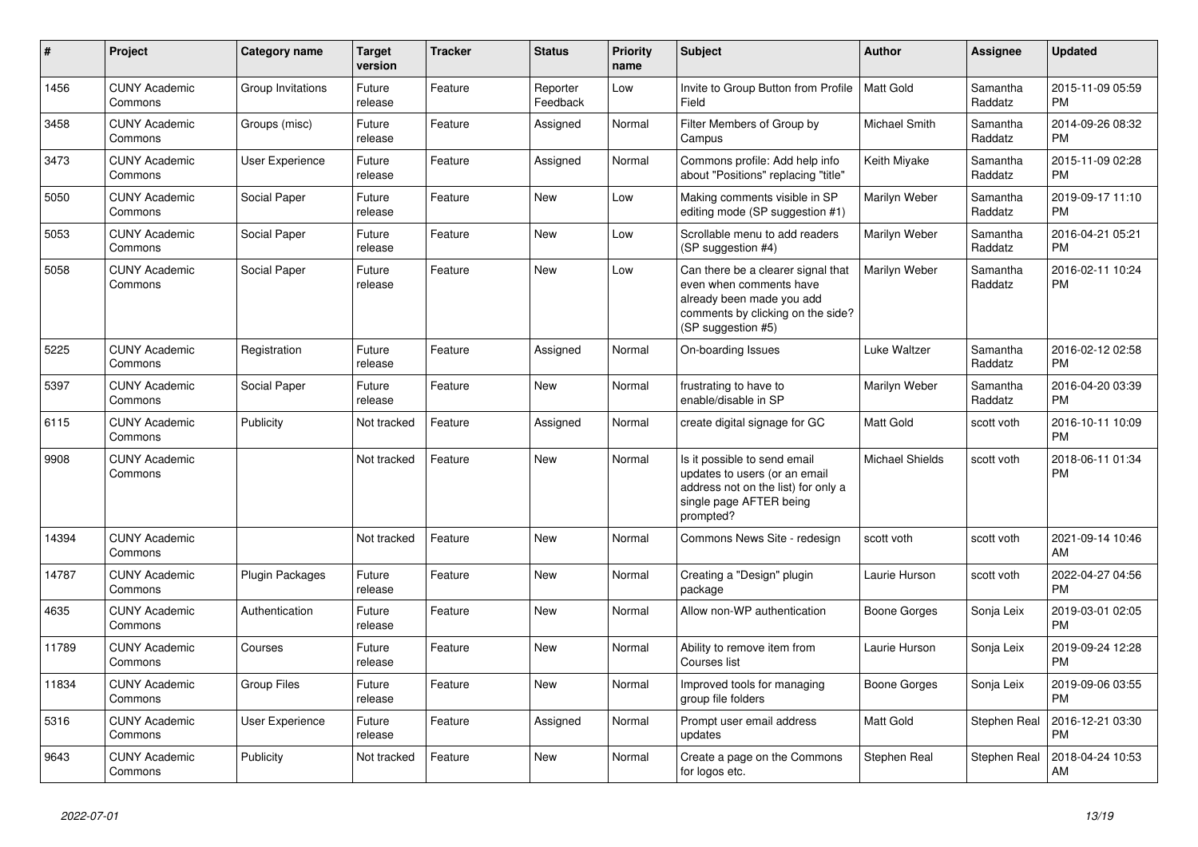| # | Project | Category name | Target version | Tracker | Status | Priority name | Subject | Author | Assignee | Updated |
|---|---|---|---|---|---|---|---|---|---|---|
| 1456 | CUNY Academic Commons | Group Invitations | Future release | Feature | Reporter Feedback | Low | Invite to Group Button from Profile Field | Matt Gold | Samantha Raddatz | 2015-11-09 05:59 PM |
| 3458 | CUNY Academic Commons | Groups (misc) | Future release | Feature | Assigned | Normal | Filter Members of Group by Campus | Michael Smith | Samantha Raddatz | 2014-09-26 08:32 PM |
| 3473 | CUNY Academic Commons | User Experience | Future release | Feature | Assigned | Normal | Commons profile: Add help info about "Positions" replacing "title" | Keith Miyake | Samantha Raddatz | 2015-11-09 02:28 PM |
| 5050 | CUNY Academic Commons | Social Paper | Future release | Feature | New | Low | Making comments visible in SP editing mode (SP suggestion #1) | Marilyn Weber | Samantha Raddatz | 2019-09-17 11:10 PM |
| 5053 | CUNY Academic Commons | Social Paper | Future release | Feature | New | Low | Scrollable menu to add readers (SP suggestion #4) | Marilyn Weber | Samantha Raddatz | 2016-04-21 05:21 PM |
| 5058 | CUNY Academic Commons | Social Paper | Future release | Feature | New | Low | Can there be a clearer signal that even when comments have already been made you add comments by clicking on the side? (SP suggestion #5) | Marilyn Weber | Samantha Raddatz | 2016-02-11 10:24 PM |
| 5225 | CUNY Academic Commons | Registration | Future release | Feature | Assigned | Normal | On-boarding Issues | Luke Waltzer | Samantha Raddatz | 2016-02-12 02:58 PM |
| 5397 | CUNY Academic Commons | Social Paper | Future release | Feature | New | Normal | frustrating to have to enable/disable in SP | Marilyn Weber | Samantha Raddatz | 2016-04-20 03:39 PM |
| 6115 | CUNY Academic Commons | Publicity | Not tracked | Feature | Assigned | Normal | create digital signage for GC | Matt Gold | scott voth | 2016-10-11 10:09 PM |
| 9908 | CUNY Academic Commons | | Not tracked | Feature | New | Normal | Is it possible to send email updates to users (or an email address not on the list) for only a single page AFTER being prompted? | Michael Shields | scott voth | 2018-06-11 01:34 PM |
| 14394 | CUNY Academic Commons | | Not tracked | Feature | New | Normal | Commons News Site - redesign | scott voth | scott voth | 2021-09-14 10:46 AM |
| 14787 | CUNY Academic Commons | Plugin Packages | Future release | Feature | New | Normal | Creating a "Design" plugin package | Laurie Hurson | scott voth | 2022-04-27 04:56 PM |
| 4635 | CUNY Academic Commons | Authentication | Future release | Feature | New | Normal | Allow non-WP authentication | Boone Gorges | Sonja Leix | 2019-03-01 02:05 PM |
| 11789 | CUNY Academic Commons | Courses | Future release | Feature | New | Normal | Ability to remove item from Courses list | Laurie Hurson | Sonja Leix | 2019-09-24 12:28 PM |
| 11834 | CUNY Academic Commons | Group Files | Future release | Feature | New | Normal | Improved tools for managing group file folders | Boone Gorges | Sonja Leix | 2019-09-06 03:55 PM |
| 5316 | CUNY Academic Commons | User Experience | Future release | Feature | Assigned | Normal | Prompt user email address updates | Matt Gold | Stephen Real | 2016-12-21 03:30 PM |
| 9643 | CUNY Academic Commons | Publicity | Not tracked | Feature | New | Normal | Create a page on the Commons for logos etc. | Stephen Real | Stephen Real | 2018-04-24 10:53 AM |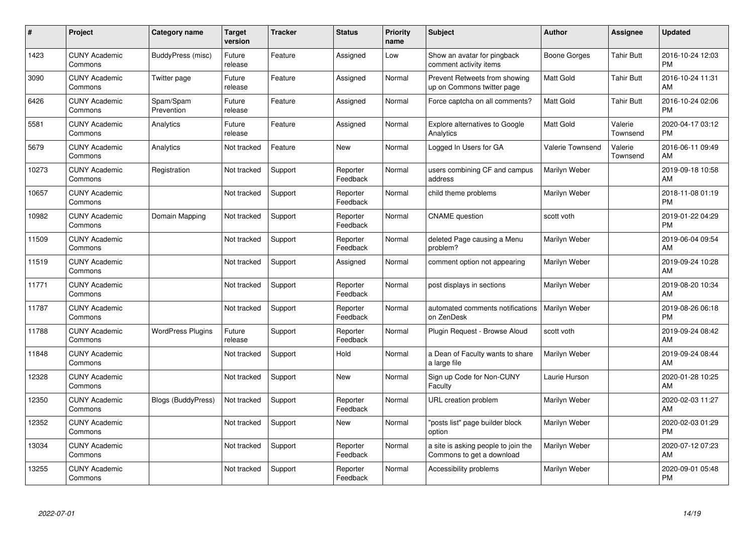| # | Project | Category name | Target version | Tracker | Status | Priority name | Subject | Author | Assignee | Updated |
|---|---|---|---|---|---|---|---|---|---|---|
| 1423 | CUNY Academic Commons | BuddyPress (misc) | Future release | Feature | Assigned | Low | Show an avatar for pingback comment activity items | Boone Gorges | Tahir Butt | 2016-10-24 12:03 PM |
| 3090 | CUNY Academic Commons | Twitter page | Future release | Feature | Assigned | Normal | Prevent Retweets from showing up on Commons twitter page | Matt Gold | Tahir Butt | 2016-10-24 11:31 AM |
| 6426 | CUNY Academic Commons | Spam/Spam Prevention | Future release | Feature | Assigned | Normal | Force captcha on all comments? | Matt Gold | Tahir Butt | 2016-10-24 02:06 PM |
| 5581 | CUNY Academic Commons | Analytics | Future release | Feature | Assigned | Normal | Explore alternatives to Google Analytics | Matt Gold | Valerie Townsend | 2020-04-17 03:12 PM |
| 5679 | CUNY Academic Commons | Analytics | Not tracked | Feature | New | Normal | Logged In Users for GA | Valerie Townsend | Valerie Townsend | 2016-06-11 09:49 AM |
| 10273 | CUNY Academic Commons | Registration | Not tracked | Support | Reporter Feedback | Normal | users combining CF and campus address | Marilyn Weber | | 2019-09-18 10:58 AM |
| 10657 | CUNY Academic Commons | | Not tracked | Support | Reporter Feedback | Normal | child theme problems | Marilyn Weber | | 2018-11-08 01:19 PM |
| 10982 | CUNY Academic Commons | Domain Mapping | Not tracked | Support | Reporter Feedback | Normal | CNAME question | scott voth | | 2019-01-22 04:29 PM |
| 11509 | CUNY Academic Commons | | Not tracked | Support | Reporter Feedback | Normal | deleted Page causing a Menu problem? | Marilyn Weber | | 2019-06-04 09:54 AM |
| 11519 | CUNY Academic Commons | | Not tracked | Support | Assigned | Normal | comment option not appearing | Marilyn Weber | | 2019-09-24 10:28 AM |
| 11771 | CUNY Academic Commons | | Not tracked | Support | Reporter Feedback | Normal | post displays in sections | Marilyn Weber | | 2019-08-20 10:34 AM |
| 11787 | CUNY Academic Commons | | Not tracked | Support | Reporter Feedback | Normal | automated comments notifications on ZenDesk | Marilyn Weber | | 2019-08-26 06:18 PM |
| 11788 | CUNY Academic Commons | WordPress Plugins | Future release | Support | Reporter Feedback | Normal | Plugin Request - Browse Aloud | scott voth | | 2019-09-24 08:42 AM |
| 11848 | CUNY Academic Commons | | Not tracked | Support | Hold | Normal | a Dean of Faculty wants to share a large file | Marilyn Weber | | 2019-09-24 08:44 AM |
| 12328 | CUNY Academic Commons | | Not tracked | Support | New | Normal | Sign up Code for Non-CUNY Faculty | Laurie Hurson | | 2020-01-28 10:25 AM |
| 12350 | CUNY Academic Commons | Blogs (BuddyPress) | Not tracked | Support | Reporter Feedback | Normal | URL creation problem | Marilyn Weber | | 2020-02-03 11:27 AM |
| 12352 | CUNY Academic Commons | | Not tracked | Support | New | Normal | "posts list" page builder block option | Marilyn Weber | | 2020-02-03 01:29 PM |
| 13034 | CUNY Academic Commons | | Not tracked | Support | Reporter Feedback | Normal | a site is asking people to join the Commons to get a download | Marilyn Weber | | 2020-07-12 07:23 AM |
| 13255 | CUNY Academic Commons | | Not tracked | Support | Reporter Feedback | Normal | Accessibility problems | Marilyn Weber | | 2020-09-01 05:48 PM |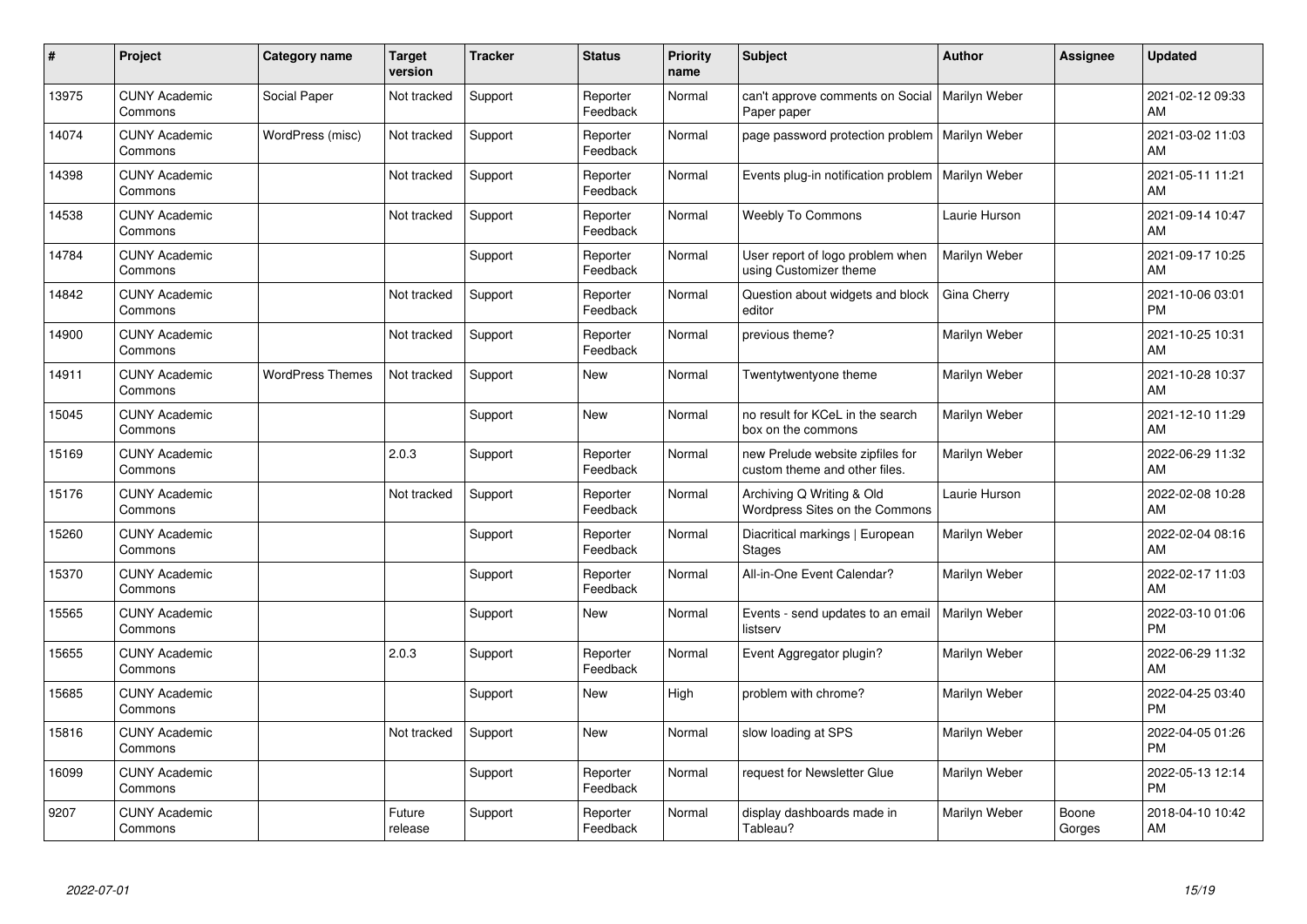| # | Project | Category name | Target version | Tracker | Status | Priority name | Subject | Author | Assignee | Updated |
|---|---|---|---|---|---|---|---|---|---|---|
| 13975 | CUNY Academic Commons | Social Paper | Not tracked | Support | Reporter Feedback | Normal | can't approve comments on Social Paper paper | Marilyn Weber | | 2021-02-12 09:33 AM |
| 14074 | CUNY Academic Commons | WordPress (misc) | Not tracked | Support | Reporter Feedback | Normal | page password protection problem | Marilyn Weber | | 2021-03-02 11:03 AM |
| 14398 | CUNY Academic Commons | | Not tracked | Support | Reporter Feedback | Normal | Events plug-in notification problem | Marilyn Weber | | 2021-05-11 11:21 AM |
| 14538 | CUNY Academic Commons | | Not tracked | Support | Reporter Feedback | Normal | Weebly To Commons | Laurie Hurson | | 2021-09-14 10:47 AM |
| 14784 | CUNY Academic Commons | | | Support | Reporter Feedback | Normal | User report of logo problem when using Customizer theme | Marilyn Weber | | 2021-09-17 10:25 AM |
| 14842 | CUNY Academic Commons | | Not tracked | Support | Reporter Feedback | Normal | Question about widgets and block editor | Gina Cherry | | 2021-10-06 03:01 PM |
| 14900 | CUNY Academic Commons | | Not tracked | Support | Reporter Feedback | Normal | previous theme? | Marilyn Weber | | 2021-10-25 10:31 AM |
| 14911 | CUNY Academic Commons | WordPress Themes | Not tracked | Support | New | Normal | Twentytwentyone theme | Marilyn Weber | | 2021-10-28 10:37 AM |
| 15045 | CUNY Academic Commons | | | Support | New | Normal | no result for KCeL in the search box on the commons | Marilyn Weber | | 2021-12-10 11:29 AM |
| 15169 | CUNY Academic Commons | | 2.0.3 | Support | Reporter Feedback | Normal | new Prelude website zipfiles for custom theme and other files. | Marilyn Weber | | 2022-06-29 11:32 AM |
| 15176 | CUNY Academic Commons | | Not tracked | Support | Reporter Feedback | Normal | Archiving Q Writing & Old Wordpress Sites on the Commons | Laurie Hurson | | 2022-02-08 10:28 AM |
| 15260 | CUNY Academic Commons | | | Support | Reporter Feedback | Normal | Diacritical markings \| European Stages | Marilyn Weber | | 2022-02-04 08:16 AM |
| 15370 | CUNY Academic Commons | | | Support | Reporter Feedback | Normal | All-in-One Event Calendar? | Marilyn Weber | | 2022-02-17 11:03 AM |
| 15565 | CUNY Academic Commons | | | Support | New | Normal | Events - send updates to an email listserv | Marilyn Weber | | 2022-03-10 01:06 PM |
| 15655 | CUNY Academic Commons | | 2.0.3 | Support | Reporter Feedback | Normal | Event Aggregator plugin? | Marilyn Weber | | 2022-06-29 11:32 AM |
| 15685 | CUNY Academic Commons | | | Support | New | High | problem with chrome? | Marilyn Weber | | 2022-04-25 03:40 PM |
| 15816 | CUNY Academic Commons | | Not tracked | Support | New | Normal | slow loading at SPS | Marilyn Weber | | 2022-04-05 01:26 PM |
| 16099 | CUNY Academic Commons | | | Support | Reporter Feedback | Normal | request for Newsletter Glue | Marilyn Weber | | 2022-05-13 12:14 PM |
| 9207 | CUNY Academic Commons | | Future release | Support | Reporter Feedback | Normal | display dashboards made in Tableau? | Marilyn Weber | Boone Gorges | 2018-04-10 10:42 AM |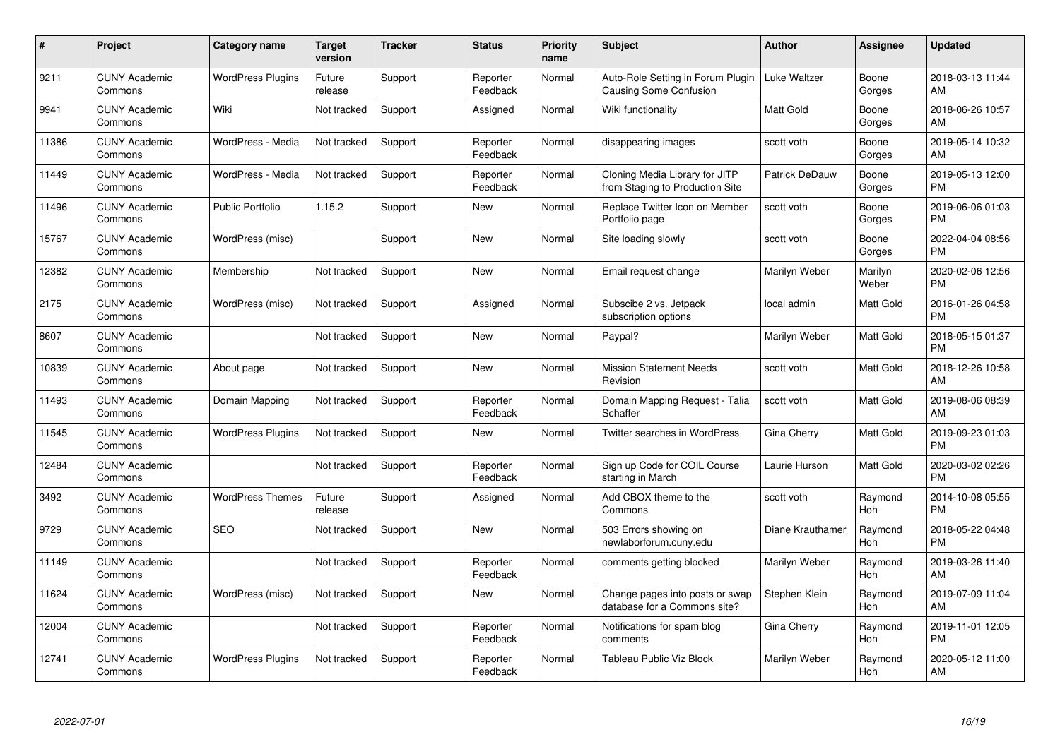| # | Project | Category name | Target version | Tracker | Status | Priority name | Subject | Author | Assignee | Updated |
|---|---|---|---|---|---|---|---|---|---|---|
| 9211 | CUNY Academic Commons | WordPress Plugins | Future release | Support | Reporter Feedback | Normal | Auto-Role Setting in Forum Plugin Causing Some Confusion | Luke Waltzer | Boone Gorges | 2018-03-13 11:44 AM |
| 9941 | CUNY Academic Commons | Wiki | Not tracked | Support | Assigned | Normal | Wiki functionality | Matt Gold | Boone Gorges | 2018-06-26 10:57 AM |
| 11386 | CUNY Academic Commons | WordPress - Media | Not tracked | Support | Reporter Feedback | Normal | disappearing images | scott voth | Boone Gorges | 2019-05-14 10:32 AM |
| 11449 | CUNY Academic Commons | WordPress - Media | Not tracked | Support | Reporter Feedback | Normal | Cloning Media Library for JITP from Staging to Production Site | Patrick DeDauw | Boone Gorges | 2019-05-13 12:00 PM |
| 11496 | CUNY Academic Commons | Public Portfolio | 1.15.2 | Support | New | Normal | Replace Twitter Icon on Member Portfolio page | scott voth | Boone Gorges | 2019-06-06 01:03 PM |
| 15767 | CUNY Academic Commons | WordPress (misc) | | Support | New | Normal | Site loading slowly | scott voth | Boone Gorges | 2022-04-04 08:56 PM |
| 12382 | CUNY Academic Commons | Membership | Not tracked | Support | New | Normal | Email request change | Marilyn Weber | Marilyn Weber | 2020-02-06 12:56 PM |
| 2175 | CUNY Academic Commons | WordPress (misc) | Not tracked | Support | Assigned | Normal | Subscibe 2 vs. Jetpack subscription options | local admin | Matt Gold | 2016-01-26 04:58 PM |
| 8607 | CUNY Academic Commons | | Not tracked | Support | New | Normal | Paypal? | Marilyn Weber | Matt Gold | 2018-05-15 01:37 PM |
| 10839 | CUNY Academic Commons | About page | Not tracked | Support | New | Normal | Mission Statement Needs Revision | scott voth | Matt Gold | 2018-12-26 10:58 AM |
| 11493 | CUNY Academic Commons | Domain Mapping | Not tracked | Support | Reporter Feedback | Normal | Domain Mapping Request - Talia Schaffer | scott voth | Matt Gold | 2019-08-06 08:39 AM |
| 11545 | CUNY Academic Commons | WordPress Plugins | Not tracked | Support | New | Normal | Twitter searches in WordPress | Gina Cherry | Matt Gold | 2019-09-23 01:03 PM |
| 12484 | CUNY Academic Commons | | Not tracked | Support | Reporter Feedback | Normal | Sign up Code for COIL Course starting in March | Laurie Hurson | Matt Gold | 2020-03-02 02:26 PM |
| 3492 | CUNY Academic Commons | WordPress Themes | Future release | Support | Assigned | Normal | Add CBOX theme to the Commons | scott voth | Raymond Hoh | 2014-10-08 05:55 PM |
| 9729 | CUNY Academic Commons | SEO | Not tracked | Support | New | Normal | 503 Errors showing on newlaborforum.cuny.edu | Diane Krauthamer | Raymond Hoh | 2018-05-22 04:48 PM |
| 11149 | CUNY Academic Commons | | Not tracked | Support | Reporter Feedback | Normal | comments getting blocked | Marilyn Weber | Raymond Hoh | 2019-03-26 11:40 AM |
| 11624 | CUNY Academic Commons | WordPress (misc) | Not tracked | Support | New | Normal | Change pages into posts or swap database for a Commons site? | Stephen Klein | Raymond Hoh | 2019-07-09 11:04 AM |
| 12004 | CUNY Academic Commons | | Not tracked | Support | Reporter Feedback | Normal | Notifications for spam blog comments | Gina Cherry | Raymond Hoh | 2019-11-01 12:05 PM |
| 12741 | CUNY Academic Commons | WordPress Plugins | Not tracked | Support | Reporter Feedback | Normal | Tableau Public Viz Block | Marilyn Weber | Raymond Hoh | 2020-05-12 11:00 AM |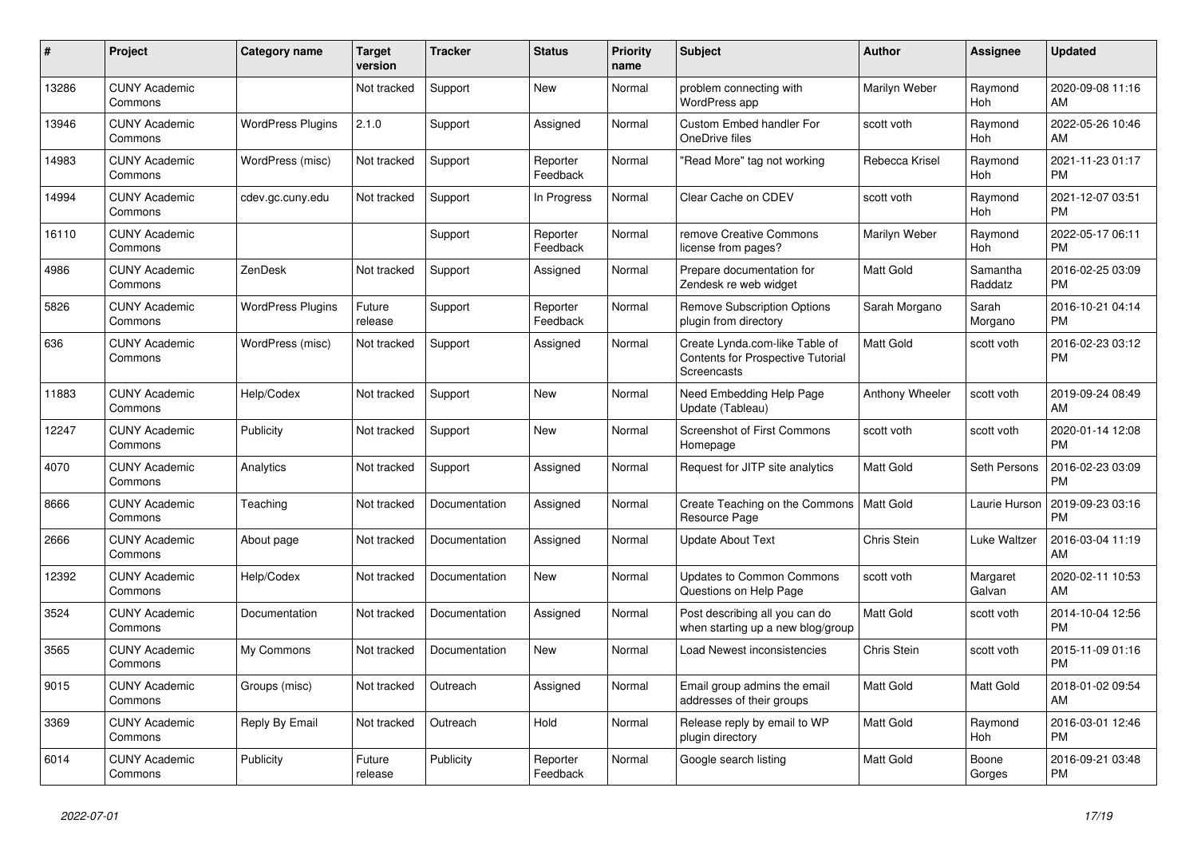| # | Project | Category name | Target version | Tracker | Status | Priority name | Subject | Author | Assignee | Updated |
|---|---|---|---|---|---|---|---|---|---|---|
| 13286 | CUNY Academic Commons | | Not tracked | Support | New | Normal | problem connecting with WordPress app | Marilyn Weber | Raymond Hoh | 2020-09-08 11:16 AM |
| 13946 | CUNY Academic Commons | WordPress Plugins | 2.1.0 | Support | Assigned | Normal | Custom Embed handler For OneDrive files | scott voth | Raymond Hoh | 2022-05-26 10:46 AM |
| 14983 | CUNY Academic Commons | WordPress (misc) | Not tracked | Support | Reporter Feedback | Normal | "Read More" tag not working | Rebecca Krisel | Raymond Hoh | 2021-11-23 01:17 PM |
| 14994 | CUNY Academic Commons | cdev.gc.cuny.edu | Not tracked | Support | In Progress | Normal | Clear Cache on CDEV | scott voth | Raymond Hoh | 2021-12-07 03:51 PM |
| 16110 | CUNY Academic Commons | | | Support | Reporter Feedback | Normal | remove Creative Commons license from pages? | Marilyn Weber | Raymond Hoh | 2022-05-17 06:11 PM |
| 4986 | CUNY Academic Commons | ZenDesk | Not tracked | Support | Assigned | Normal | Prepare documentation for Zendesk re web widget | Matt Gold | Samantha Raddatz | 2016-02-25 03:09 PM |
| 5826 | CUNY Academic Commons | WordPress Plugins | Future release | Support | Reporter Feedback | Normal | Remove Subscription Options plugin from directory | Sarah Morgano | Sarah Morgano | 2016-10-21 04:14 PM |
| 636 | CUNY Academic Commons | WordPress (misc) | Not tracked | Support | Assigned | Normal | Create Lynda.com-like Table of Contents for Prospective Tutorial Screencasts | Matt Gold | scott voth | 2016-02-23 03:12 PM |
| 11883 | CUNY Academic Commons | Help/Codex | Not tracked | Support | New | Normal | Need Embedding Help Page Update (Tableau) | Anthony Wheeler | scott voth | 2019-09-24 08:49 AM |
| 12247 | CUNY Academic Commons | Publicity | Not tracked | Support | New | Normal | Screenshot of First Commons Homepage | scott voth | scott voth | 2020-01-14 12:08 PM |
| 4070 | CUNY Academic Commons | Analytics | Not tracked | Support | Assigned | Normal | Request for JITP site analytics | Matt Gold | Seth Persons | 2016-02-23 03:09 PM |
| 8666 | CUNY Academic Commons | Teaching | Not tracked | Documentation | Assigned | Normal | Create Teaching on the Commons Resource Page | Matt Gold | Laurie Hurson | 2019-09-23 03:16 PM |
| 2666 | CUNY Academic Commons | About page | Not tracked | Documentation | Assigned | Normal | Update About Text | Chris Stein | Luke Waltzer | 2016-03-04 11:19 AM |
| 12392 | CUNY Academic Commons | Help/Codex | Not tracked | Documentation | New | Normal | Updates to Common Commons Questions on Help Page | scott voth | Margaret Galvan | 2020-02-11 10:53 AM |
| 3524 | CUNY Academic Commons | Documentation | Not tracked | Documentation | Assigned | Normal | Post describing all you can do when starting up a new blog/group | Matt Gold | scott voth | 2014-10-04 12:56 PM |
| 3565 | CUNY Academic Commons | My Commons | Not tracked | Documentation | New | Normal | Load Newest inconsistencies | Chris Stein | scott voth | 2015-11-09 01:16 PM |
| 9015 | CUNY Academic Commons | Groups (misc) | Not tracked | Outreach | Assigned | Normal | Email group admins the email addresses of their groups | Matt Gold | Matt Gold | 2018-01-02 09:54 AM |
| 3369 | CUNY Academic Commons | Reply By Email | Not tracked | Outreach | Hold | Normal | Release reply by email to WP plugin directory | Matt Gold | Raymond Hoh | 2016-03-01 12:46 PM |
| 6014 | CUNY Academic Commons | Publicity | Future release | Publicity | Reporter Feedback | Normal | Google search listing | Matt Gold | Boone Gorges | 2016-09-21 03:48 PM |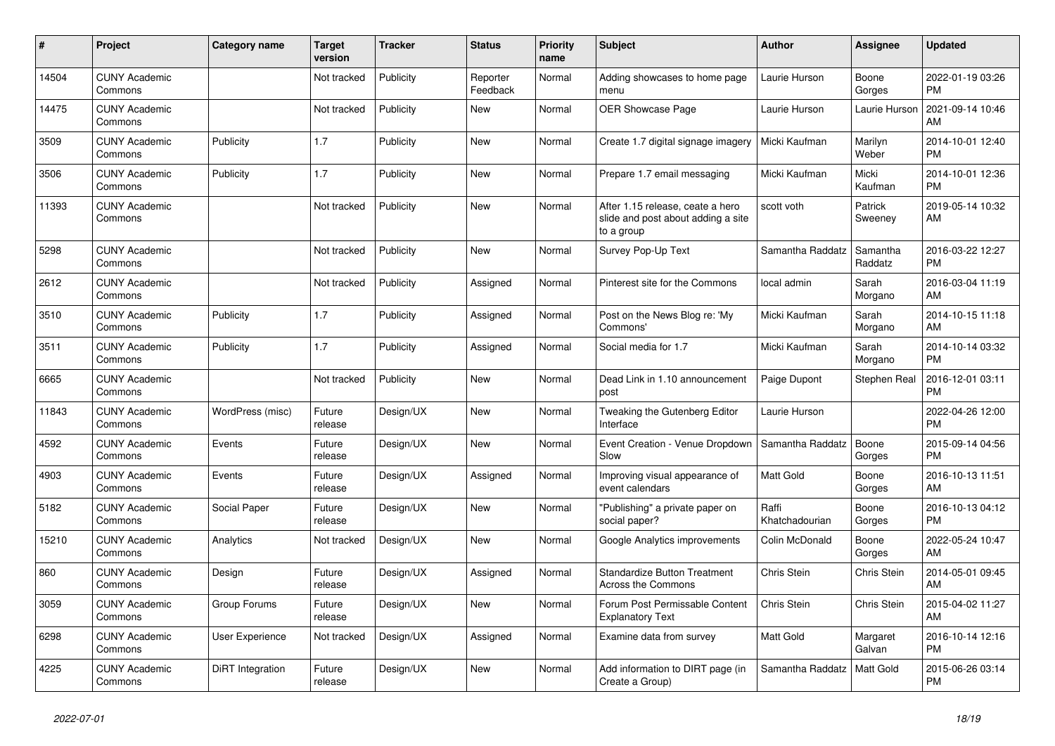| # | Project | Category name | Target version | Tracker | Status | Priority name | Subject | Author | Assignee | Updated |
|---|---|---|---|---|---|---|---|---|---|---|
| 14504 | CUNY Academic Commons | | Not tracked | Publicity | Reporter Feedback | Normal | Adding showcases to home page menu | Laurie Hurson | Boone Gorges | 2022-01-19 03:26 PM |
| 14475 | CUNY Academic Commons | | Not tracked | Publicity | New | Normal | OER Showcase Page | Laurie Hurson | Laurie Hurson | 2021-09-14 10:46 AM |
| 3509 | CUNY Academic Commons | Publicity | 1.7 | Publicity | New | Normal | Create 1.7 digital signage imagery | Micki Kaufman | Marilyn Weber | 2014-10-01 12:40 PM |
| 3506 | CUNY Academic Commons | Publicity | 1.7 | Publicity | New | Normal | Prepare 1.7 email messaging | Micki Kaufman | Micki Kaufman | 2014-10-01 12:36 PM |
| 11393 | CUNY Academic Commons | | Not tracked | Publicity | New | Normal | After 1.15 release, ceate a hero slide and post about adding a site to a group | scott voth | Patrick Sweeney | 2019-05-14 10:32 AM |
| 5298 | CUNY Academic Commons | | Not tracked | Publicity | New | Normal | Survey Pop-Up Text | Samantha Raddatz | Samantha Raddatz | 2016-03-22 12:27 PM |
| 2612 | CUNY Academic Commons | | Not tracked | Publicity | Assigned | Normal | Pinterest site for the Commons | local admin | Sarah Morgano | 2016-03-04 11:19 AM |
| 3510 | CUNY Academic Commons | Publicity | 1.7 | Publicity | Assigned | Normal | Post on the News Blog re: 'My Commons' | Micki Kaufman | Sarah Morgano | 2014-10-15 11:18 AM |
| 3511 | CUNY Academic Commons | Publicity | 1.7 | Publicity | Assigned | Normal | Social media for 1.7 | Micki Kaufman | Sarah Morgano | 2014-10-14 03:32 PM |
| 6665 | CUNY Academic Commons | | Not tracked | Publicity | New | Normal | Dead Link in 1.10 announcement post | Paige Dupont | Stephen Real | 2016-12-01 03:11 PM |
| 11843 | CUNY Academic Commons | WordPress (misc) | Future release | Design/UX | New | Normal | Tweaking the Gutenberg Editor Interface | Laurie Hurson | | 2022-04-26 12:00 PM |
| 4592 | CUNY Academic Commons | Events | Future release | Design/UX | New | Normal | Event Creation - Venue Dropdown Slow | Samantha Raddatz | Boone Gorges | 2015-09-14 04:56 PM |
| 4903 | CUNY Academic Commons | Events | Future release | Design/UX | Assigned | Normal | Improving visual appearance of event calendars | Matt Gold | Boone Gorges | 2016-10-13 11:51 AM |
| 5182 | CUNY Academic Commons | Social Paper | Future release | Design/UX | New | Normal | "Publishing" a private paper on social paper? | Raffi Khatchadourian | Boone Gorges | 2016-10-13 04:12 PM |
| 15210 | CUNY Academic Commons | Analytics | Not tracked | Design/UX | New | Normal | Google Analytics improvements | Colin McDonald | Boone Gorges | 2022-05-24 10:47 AM |
| 860 | CUNY Academic Commons | Design | Future release | Design/UX | Assigned | Normal | Standardize Button Treatment Across the Commons | Chris Stein | Chris Stein | 2014-05-01 09:45 AM |
| 3059 | CUNY Academic Commons | Group Forums | Future release | Design/UX | New | Normal | Forum Post Permissable Content Explanatory Text | Chris Stein | Chris Stein | 2015-04-02 11:27 AM |
| 6298 | CUNY Academic Commons | User Experience | Not tracked | Design/UX | Assigned | Normal | Examine data from survey | Matt Gold | Margaret Galvan | 2016-10-14 12:16 PM |
| 4225 | CUNY Academic Commons | DiRT Integration | Future release | Design/UX | New | Normal | Add information to DIRT page (in Create a Group) | Samantha Raddatz | Matt Gold | 2015-06-26 03:14 PM |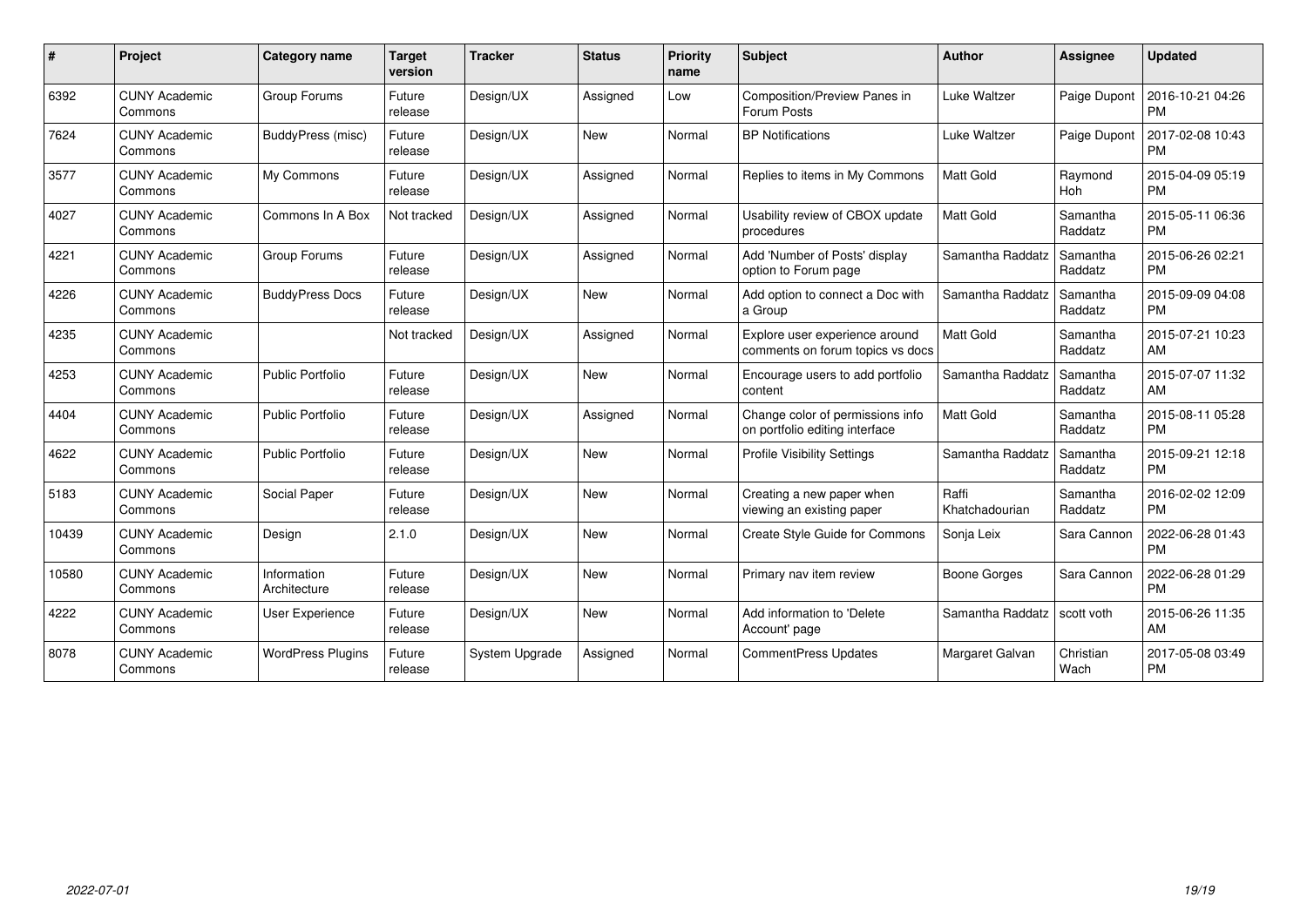| # | Project | Category name | Target version | Tracker | Status | Priority name | Subject | Author | Assignee | Updated |
|---|---|---|---|---|---|---|---|---|---|---|
| 6392 | CUNY Academic Commons | Group Forums | Future release | Design/UX | Assigned | Low | Composition/Preview Panes in Forum Posts | Luke Waltzer | Paige Dupont | 2016-10-21 04:26 PM |
| 7624 | CUNY Academic Commons | BuddyPress (misc) | Future release | Design/UX | New | Normal | BP Notifications | Luke Waltzer | Paige Dupont | 2017-02-08 10:43 PM |
| 3577 | CUNY Academic Commons | My Commons | Future release | Design/UX | Assigned | Normal | Replies to items in My Commons | Matt Gold | Raymond Hoh | 2015-04-09 05:19 PM |
| 4027 | CUNY Academic Commons | Commons In A Box | Not tracked | Design/UX | Assigned | Normal | Usability review of CBOX update procedures | Matt Gold | Samantha Raddatz | 2015-05-11 06:36 PM |
| 4221 | CUNY Academic Commons | Group Forums | Future release | Design/UX | Assigned | Normal | Add 'Number of Posts' display option to Forum page | Samantha Raddatz | Samantha Raddatz | 2015-06-26 02:21 PM |
| 4226 | CUNY Academic Commons | BuddyPress Docs | Future release | Design/UX | New | Normal | Add option to connect a Doc with a Group | Samantha Raddatz | Samantha Raddatz | 2015-09-09 04:08 PM |
| 4235 | CUNY Academic Commons | | Not tracked | Design/UX | Assigned | Normal | Explore user experience around comments on forum topics vs docs | Matt Gold | Samantha Raddatz | 2015-07-21 10:23 AM |
| 4253 | CUNY Academic Commons | Public Portfolio | Future release | Design/UX | New | Normal | Encourage users to add portfolio content | Samantha Raddatz | Samantha Raddatz | 2015-07-07 11:32 AM |
| 4404 | CUNY Academic Commons | Public Portfolio | Future release | Design/UX | Assigned | Normal | Change color of permissions info on portfolio editing interface | Matt Gold | Samantha Raddatz | 2015-08-11 05:28 PM |
| 4622 | CUNY Academic Commons | Public Portfolio | Future release | Design/UX | New | Normal | Profile Visibility Settings | Samantha Raddatz | Samantha Raddatz | 2015-09-21 12:18 PM |
| 5183 | CUNY Academic Commons | Social Paper | Future release | Design/UX | New | Normal | Creating a new paper when viewing an existing paper | Raffi Khatchadourian | Samantha Raddatz | 2016-02-02 12:09 PM |
| 10439 | CUNY Academic Commons | Design | 2.1.0 | Design/UX | New | Normal | Create Style Guide for Commons | Sonja Leix | Sara Cannon | 2022-06-28 01:43 PM |
| 10580 | CUNY Academic Commons | Information Architecture | Future release | Design/UX | New | Normal | Primary nav item review | Boone Gorges | Sara Cannon | 2022-06-28 01:29 PM |
| 4222 | CUNY Academic Commons | User Experience | Future release | Design/UX | New | Normal | Add information to 'Delete Account' page | Samantha Raddatz | scott voth | 2015-06-26 11:35 AM |
| 8078 | CUNY Academic Commons | WordPress Plugins | Future release | System Upgrade | Assigned | Normal | CommentPress Updates | Margaret Galvan | Christian Wach | 2017-05-08 03:49 PM |